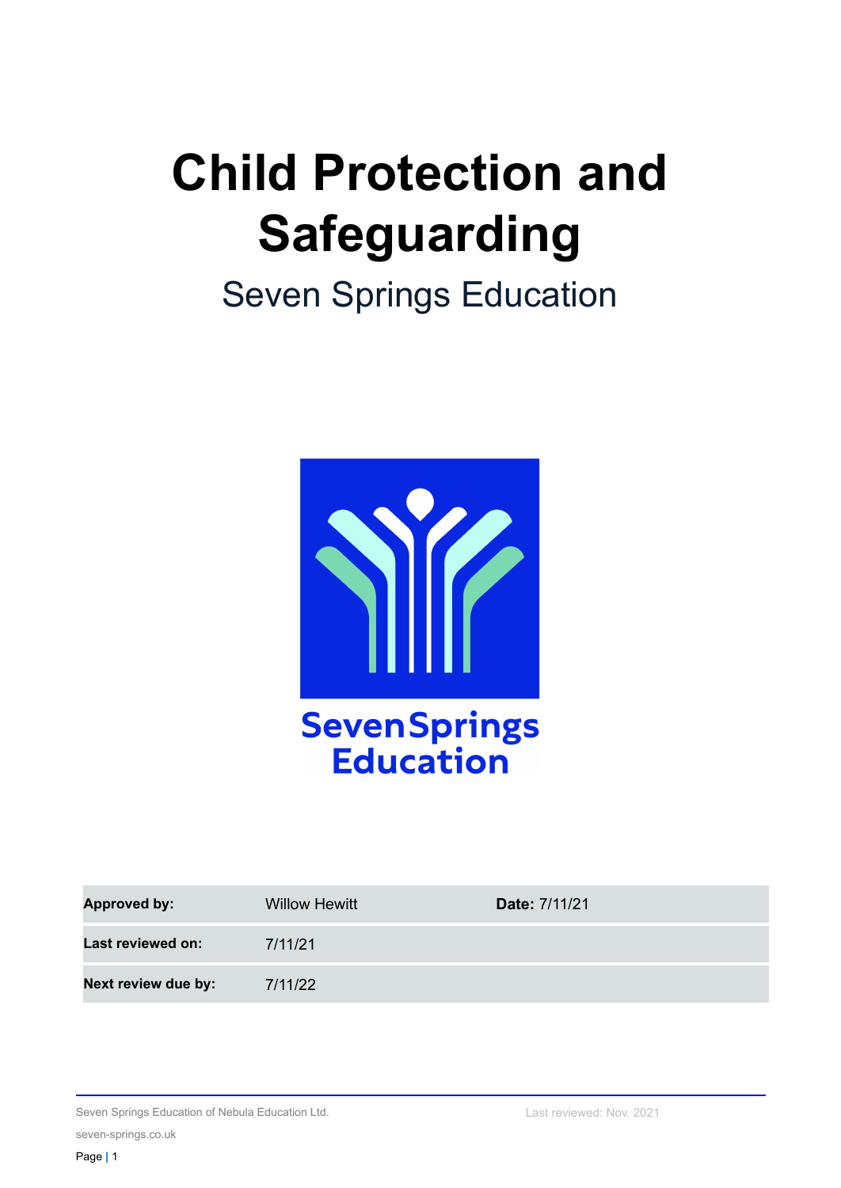# Child Protection and Safeguarding

Seven Springs Education

| **Approved by:** | Willow Hewitt | **Date:** 7/11/21 |
|---|---|---|
| **Last reviewed on:** | 7/11/21 | |
| **Next review due by:** | 7/11/22 | |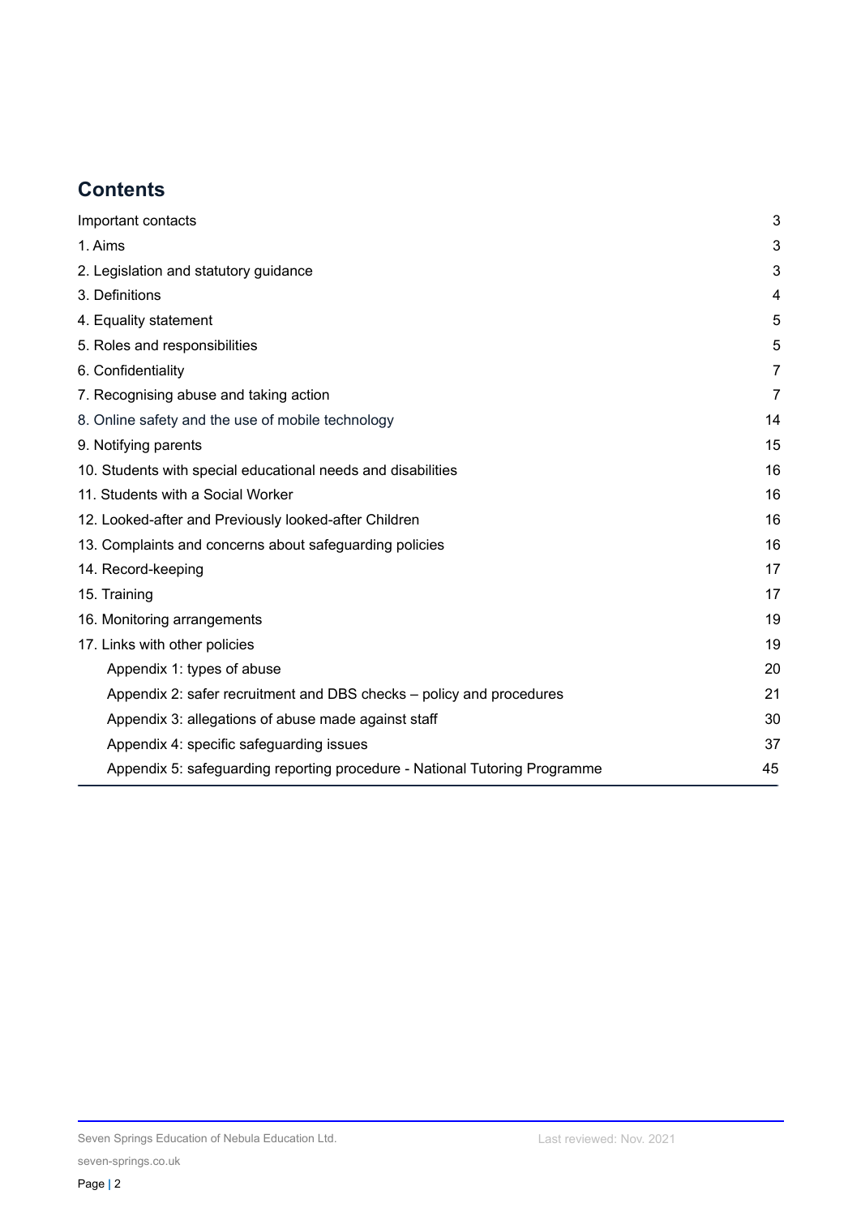## Contents

| | |
|---|---|
| Important contacts | 3 |
| 1. Aims | 3 |
| 2. Legislation and statutory guidance | 3 |
| 3. Definitions | 4 |
| 4. Equality statement | 5 |
| 5. Roles and responsibilities | 5 |
| 6. Confidentiality | 7 |
| 7. Recognising abuse and taking action | 7 |
| 8. Online safety and the use of mobile technology | 14 |
| 9. Notifying parents | 15 |
| 10. Students with special educational needs and disabilities | 16 |
| 11. Students with a Social Worker | 16 |
| 12. Looked-after and Previously looked-after Children | 16 |
| 13. Complaints and concerns about safeguarding policies | 16 |
| 14. Record-keeping | 17 |
| 15. Training | 17 |
| 16. Monitoring arrangements | 19 |
| 17. Links with other policies | 19 |
| Appendix 1: types of abuse | 20 |
| Appendix 2: safer recruitment and DBS checks – policy and procedures | 21 |
| Appendix 3: allegations of abuse made against staff | 30 |
| Appendix 4: specific safeguarding issues | 37 |
| Appendix 5: safeguarding reporting procedure - National Tutoring Programme | 45 |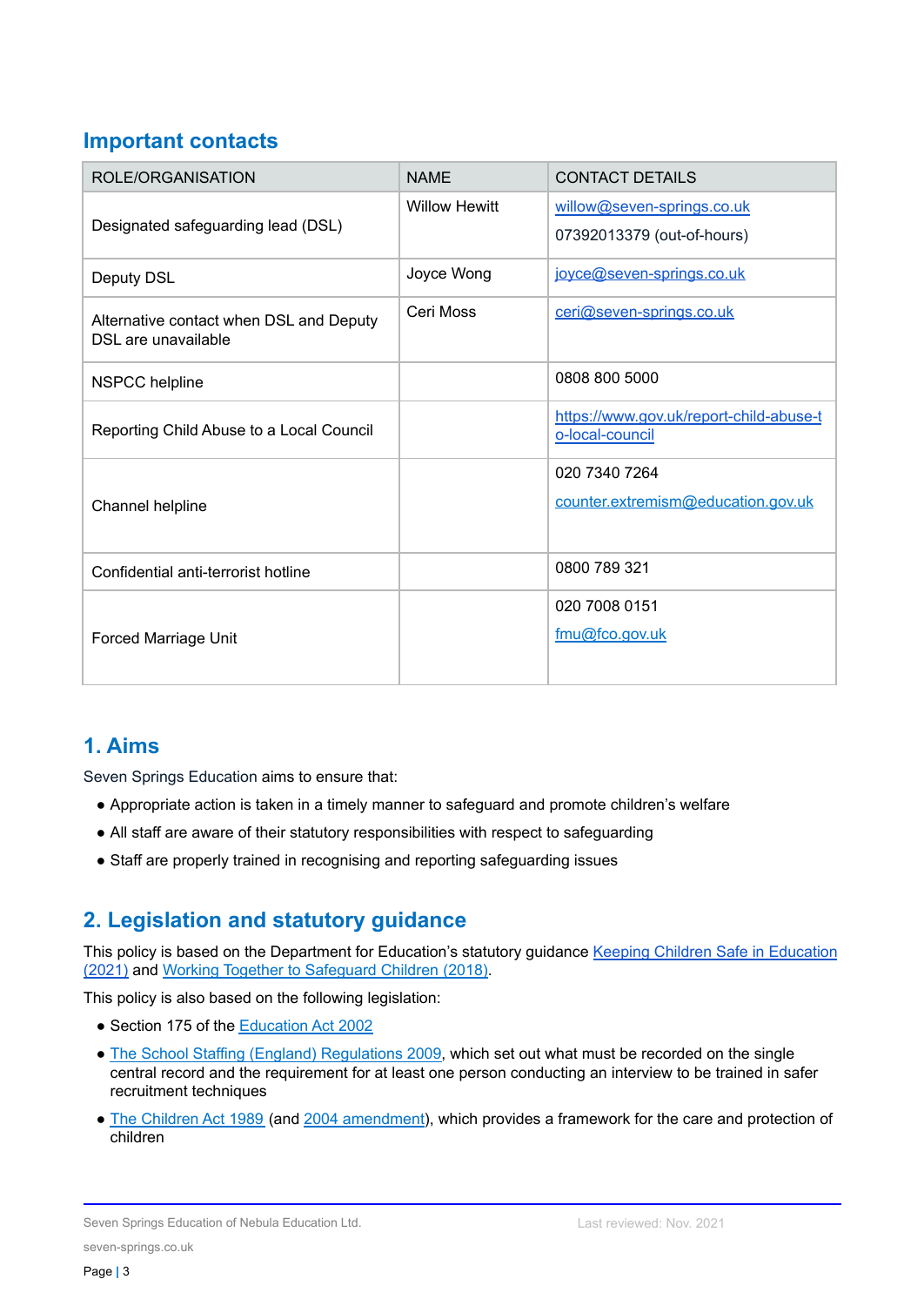## Important contacts

| ROLE/ORGANISATION | NAME | CONTACT DETAILS |
|---|---|---|
| Designated safeguarding lead (DSL) | Willow Hewitt | willow@seven-springs.co.uk<br>07392013379 (out-of-hours) |
| Deputy DSL | Joyce Wong | joyce@seven-springs.co.uk |
| Alternative contact when DSL and Deputy DSL are unavailable | Ceri Moss | ceri@seven-springs.co.uk |
| NSPCC helpline | | 0808 800 5000 |
| Reporting Child Abuse to a Local Council | | https://www.gov.uk/report-child-abuse-to-local-council |
| Channel helpline | | 020 7340 7264<br>counter.extremism@education.gov.uk |
| Confidential anti-terrorist hotline | | 0800 789 321 |
| Forced Marriage Unit | | 020 7008 0151<br>fmu@fco.gov.uk |

## 1. Aims

Seven Springs Education aims to ensure that:

- Appropriate action is taken in a timely manner to safeguard and promote children's welfare
- All staff are aware of their statutory responsibilities with respect to safeguarding
- Staff are properly trained in recognising and reporting safeguarding issues

## 2. Legislation and statutory guidance

This policy is based on the Department for Education's statutory guidance Keeping Children Safe in Education (2021) and Working Together to Safeguard Children (2018).

This policy is also based on the following legislation:

- Section 175 of the Education Act 2002
- The School Staffing (England) Regulations 2009, which set out what must be recorded on the single central record and the requirement for at least one person conducting an interview to be trained in safer recruitment techniques
- The Children Act 1989 (and 2004 amendment), which provides a framework for the care and protection of children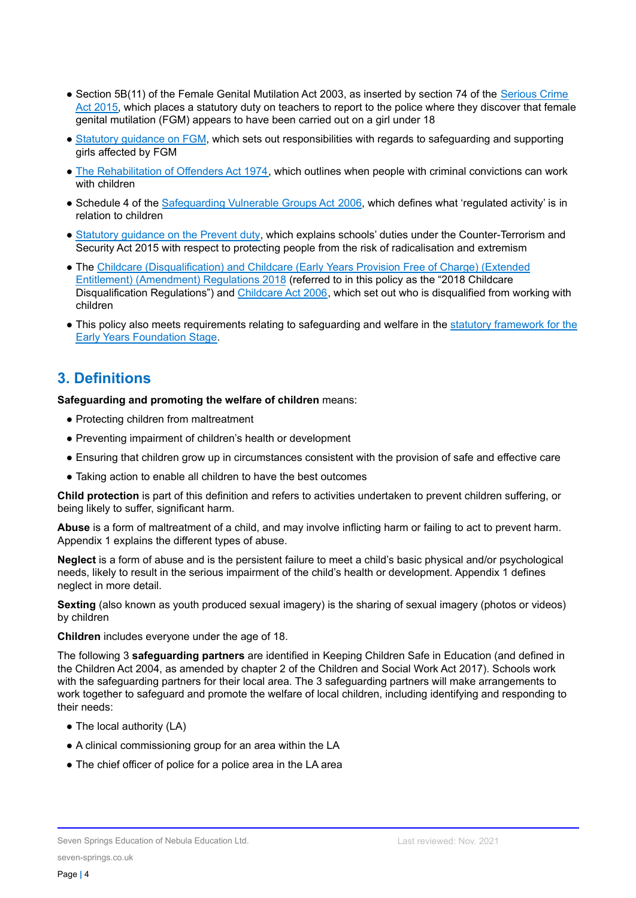- Section 5B(11) of the Female Genital Mutilation Act 2003, as inserted by section 74 of the Serious Crime Act 2015, which places a statutory duty on teachers to report to the police where they discover that female genital mutilation (FGM) appears to have been carried out on a girl under 18
- Statutory guidance on FGM, which sets out responsibilities with regards to safeguarding and supporting girls affected by FGM
- The Rehabilitation of Offenders Act 1974, which outlines when people with criminal convictions can work with children
- Schedule 4 of the Safeguarding Vulnerable Groups Act 2006, which defines what 'regulated activity' is in relation to children
- Statutory guidance on the Prevent duty, which explains schools' duties under the Counter-Terrorism and Security Act 2015 with respect to protecting people from the risk of radicalisation and extremism
- The Childcare (Disqualification) and Childcare (Early Years Provision Free of Charge) (Extended Entitlement) (Amendment) Regulations 2018 (referred to in this policy as the "2018 Childcare Disqualification Regulations") and Childcare Act 2006, which set out who is disqualified from working with children
- This policy also meets requirements relating to safeguarding and welfare in the statutory framework for the Early Years Foundation Stage.

## 3. Definitions

**Safeguarding and promoting the welfare of children** means:

- Protecting children from maltreatment
- Preventing impairment of children's health or development
- Ensuring that children grow up in circumstances consistent with the provision of safe and effective care
- Taking action to enable all children to have the best outcomes

**Child protection** is part of this definition and refers to activities undertaken to prevent children suffering, or being likely to suffer, significant harm.

**Abuse** is a form of maltreatment of a child, and may involve inflicting harm or failing to act to prevent harm. Appendix 1 explains the different types of abuse.

**Neglect** is a form of abuse and is the persistent failure to meet a child's basic physical and/or psychological needs, likely to result in the serious impairment of the child's health or development. Appendix 1 defines neglect in more detail.

**Sexting** (also known as youth produced sexual imagery) is the sharing of sexual imagery (photos or videos) by children

**Children** includes everyone under the age of 18.

The following 3 **safeguarding partners** are identified in Keeping Children Safe in Education (and defined in the Children Act 2004, as amended by chapter 2 of the Children and Social Work Act 2017). Schools work with the safeguarding partners for their local area. The 3 safeguarding partners will make arrangements to work together to safeguard and promote the welfare of local children, including identifying and responding to their needs:

- The local authority (LA)
- A clinical commissioning group for an area within the LA
- The chief officer of police for a police area in the LA area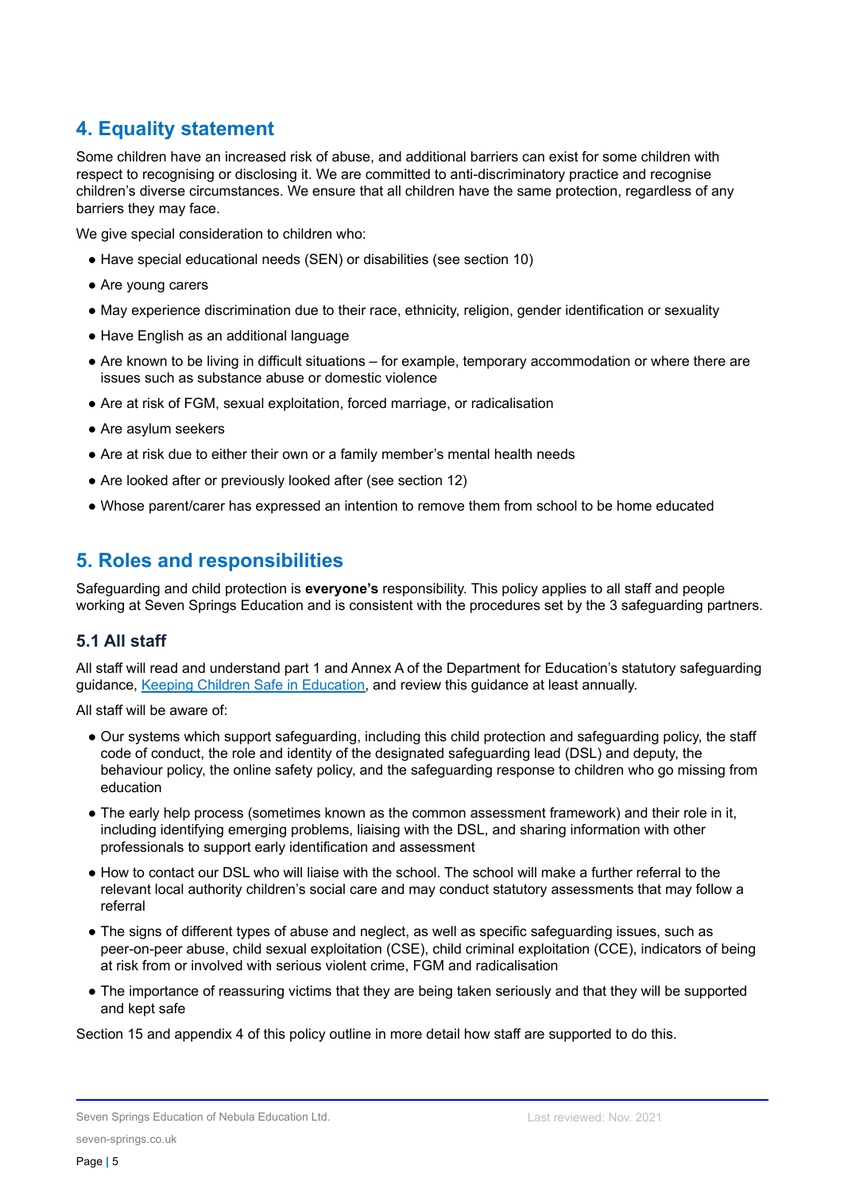## 4. Equality statement

Some children have an increased risk of abuse, and additional barriers can exist for some children with respect to recognising or disclosing it. We are committed to anti-discriminatory practice and recognise children's diverse circumstances. We ensure that all children have the same protection, regardless of any barriers they may face.

We give special consideration to children who:

- Have special educational needs (SEN) or disabilities (see section 10)
- Are young carers
- May experience discrimination due to their race, ethnicity, religion, gender identification or sexuality
- Have English as an additional language
- Are known to be living in difficult situations – for example, temporary accommodation or where there are issues such as substance abuse or domestic violence
- Are at risk of FGM, sexual exploitation, forced marriage, or radicalisation
- Are asylum seekers
- Are at risk due to either their own or a family member's mental health needs
- Are looked after or previously looked after (see section 12)
- Whose parent/carer has expressed an intention to remove them from school to be home educated

## 5. Roles and responsibilities

Safeguarding and child protection is **everyone's** responsibility. This policy applies to all staff and people working at Seven Springs Education and is consistent with the procedures set by the 3 safeguarding partners.

### 5.1 All staff

All staff will read and understand part 1 and Annex A of the Department for Education's statutory safeguarding guidance, [Keeping Children Safe in Education](), and review this guidance at least annually.

All staff will be aware of:

- Our systems which support safeguarding, including this child protection and safeguarding policy, the staff code of conduct, the role and identity of the designated safeguarding lead (DSL) and deputy, the behaviour policy, the online safety policy, and the safeguarding response to children who go missing from education
- The early help process (sometimes known as the common assessment framework) and their role in it, including identifying emerging problems, liaising with the DSL, and sharing information with other professionals to support early identification and assessment
- How to contact our DSL who will liaise with the school. The school will make a further referral to the relevant local authority children's social care and may conduct statutory assessments that may follow a referral
- The signs of different types of abuse and neglect, as well as specific safeguarding issues, such as peer-on-peer abuse, child sexual exploitation (CSE), child criminal exploitation (CCE), indicators of being at risk from or involved with serious violent crime, FGM and radicalisation
- The importance of reassuring victims that they are being taken seriously and that they will be supported and kept safe

Section 15 and appendix 4 of this policy outline in more detail how staff are supported to do this.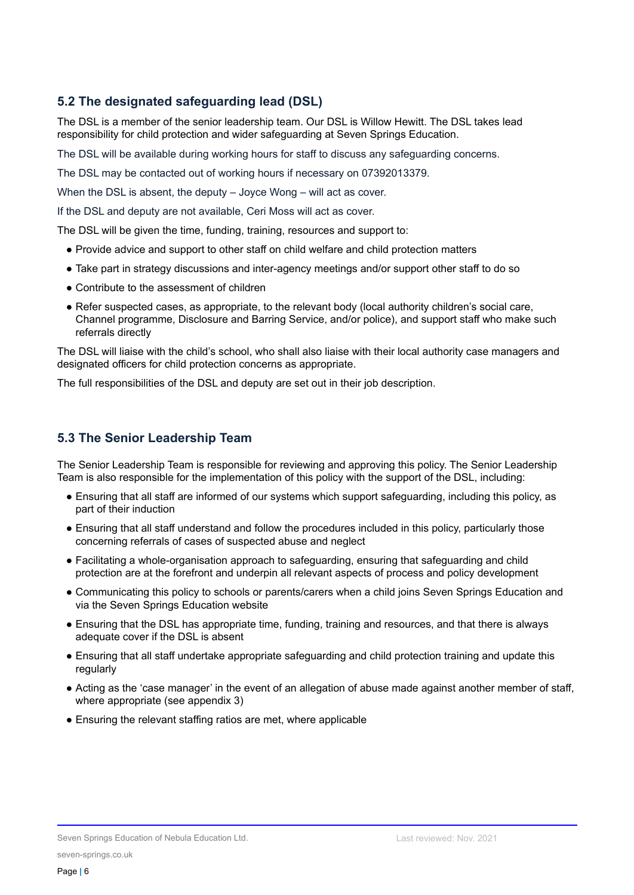## 5.2 The designated safeguarding lead (DSL)

The DSL is a member of the senior leadership team. Our DSL is Willow Hewitt. The DSL takes lead responsibility for child protection and wider safeguarding at Seven Springs Education.

The DSL will be available during working hours for staff to discuss any safeguarding concerns.

The DSL may be contacted out of working hours if necessary on 07392013379.

When the DSL is absent, the deputy – Joyce Wong – will act as cover.

If the DSL and deputy are not available, Ceri Moss will act as cover.

The DSL will be given the time, funding, training, resources and support to:

- Provide advice and support to other staff on child welfare and child protection matters
- Take part in strategy discussions and inter-agency meetings and/or support other staff to do so
- Contribute to the assessment of children
- Refer suspected cases, as appropriate, to the relevant body (local authority children's social care, Channel programme, Disclosure and Barring Service, and/or police), and support staff who make such referrals directly

The DSL will liaise with the child's school, who shall also liaise with their local authority case managers and designated officers for child protection concerns as appropriate.

The full responsibilities of the DSL and deputy are set out in their job description.

## 5.3 The Senior Leadership Team

The Senior Leadership Team is responsible for reviewing and approving this policy. The Senior Leadership Team is also responsible for the implementation of this policy with the support of the DSL, including:

- Ensuring that all staff are informed of our systems which support safeguarding, including this policy, as part of their induction
- Ensuring that all staff understand and follow the procedures included in this policy, particularly those concerning referrals of cases of suspected abuse and neglect
- Facilitating a whole-organisation approach to safeguarding, ensuring that safeguarding and child protection are at the forefront and underpin all relevant aspects of process and policy development
- Communicating this policy to schools or parents/carers when a child joins Seven Springs Education and via the Seven Springs Education website
- Ensuring that the DSL has appropriate time, funding, training and resources, and that there is always adequate cover if the DSL is absent
- Ensuring that all staff undertake appropriate safeguarding and child protection training and update this regularly
- Acting as the 'case manager' in the event of an allegation of abuse made against another member of staff, where appropriate (see appendix 3)
- Ensuring the relevant staffing ratios are met, where applicable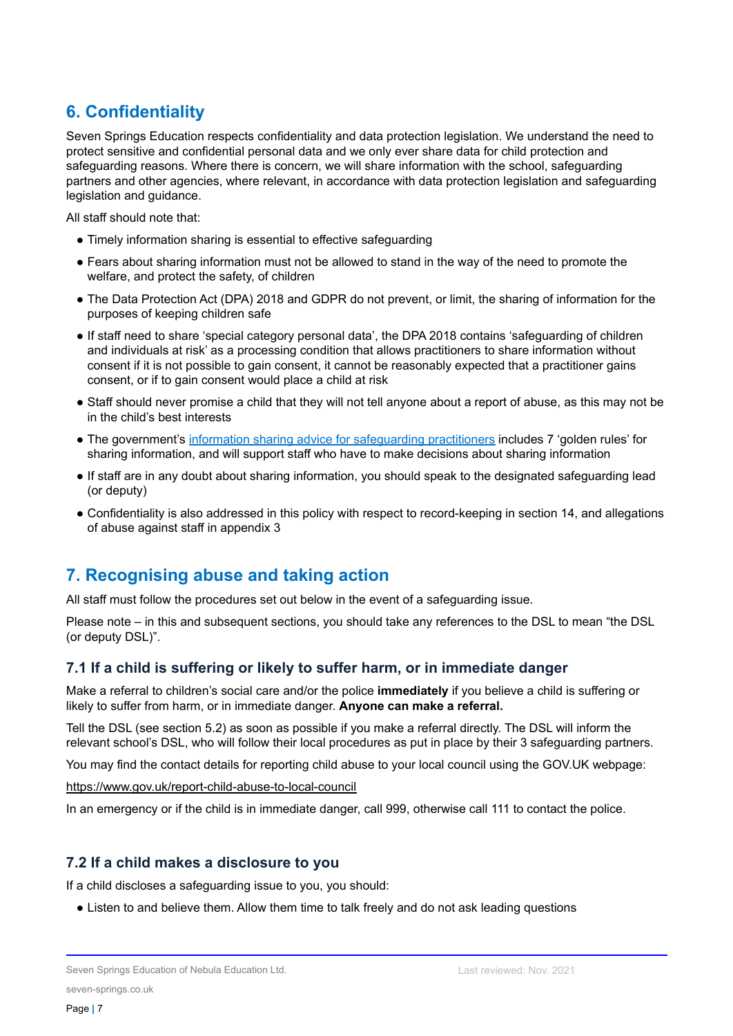## 6. Confidentiality

Seven Springs Education respects confidentiality and data protection legislation. We understand the need to protect sensitive and confidential personal data and we only ever share data for child protection and safeguarding reasons. Where there is concern, we will share information with the school, safeguarding partners and other agencies, where relevant, in accordance with data protection legislation and safeguarding legislation and guidance.

All staff should note that:

- Timely information sharing is essential to effective safeguarding
- Fears about sharing information must not be allowed to stand in the way of the need to promote the welfare, and protect the safety, of children
- The Data Protection Act (DPA) 2018 and GDPR do not prevent, or limit, the sharing of information for the purposes of keeping children safe
- If staff need to share 'special category personal data', the DPA 2018 contains 'safeguarding of children and individuals at risk' as a processing condition that allows practitioners to share information without consent if it is not possible to gain consent, it cannot be reasonably expected that a practitioner gains consent, or if to gain consent would place a child at risk
- Staff should never promise a child that they will not tell anyone about a report of abuse, as this may not be in the child's best interests
- The government's information sharing advice for safeguarding practitioners includes 7 'golden rules' for sharing information, and will support staff who have to make decisions about sharing information
- If staff are in any doubt about sharing information, you should speak to the designated safeguarding lead (or deputy)
- Confidentiality is also addressed in this policy with respect to record-keeping in section 14, and allegations of abuse against staff in appendix 3

## 7. Recognising abuse and taking action

All staff must follow the procedures set out below in the event of a safeguarding issue.

Please note – in this and subsequent sections, you should take any references to the DSL to mean "the DSL (or deputy DSL)".

### 7.1 If a child is suffering or likely to suffer harm, or in immediate danger

Make a referral to children's social care and/or the police **immediately** if you believe a child is suffering or likely to suffer from harm, or in immediate danger. **Anyone can make a referral.**

Tell the DSL (see section 5.2) as soon as possible if you make a referral directly. The DSL will inform the relevant school's DSL, who will follow their local procedures as put in place by their 3 safeguarding partners.

You may find the contact details for reporting child abuse to your local council using the GOV.UK webpage:

https://www.gov.uk/report-child-abuse-to-local-council

In an emergency or if the child is in immediate danger, call 999, otherwise call 111 to contact the police.

### 7.2 If a child makes a disclosure to you

If a child discloses a safeguarding issue to you, you should:

- Listen to and believe them. Allow them time to talk freely and do not ask leading questions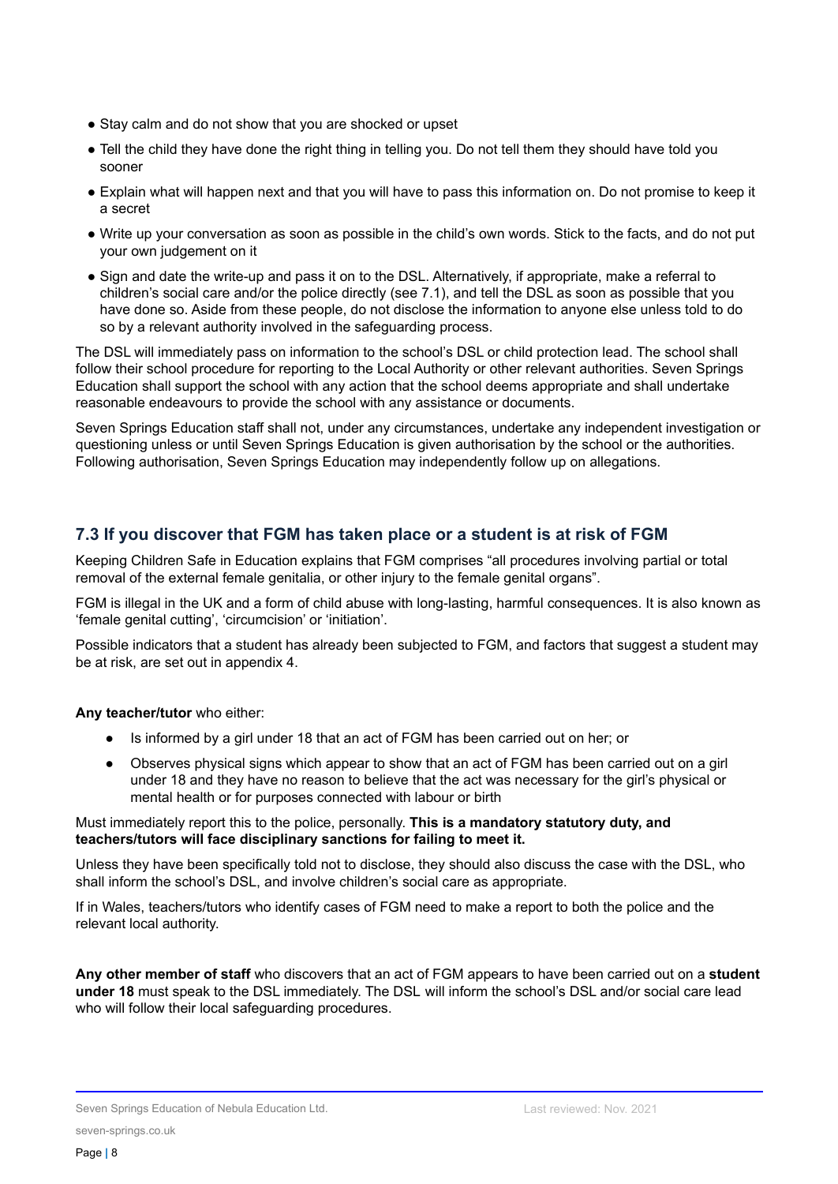- Stay calm and do not show that you are shocked or upset
- Tell the child they have done the right thing in telling you. Do not tell them they should have told you sooner
- Explain what will happen next and that you will have to pass this information on. Do not promise to keep it a secret
- Write up your conversation as soon as possible in the child's own words. Stick to the facts, and do not put your own judgement on it
- Sign and date the write-up and pass it on to the DSL. Alternatively, if appropriate, make a referral to children's social care and/or the police directly (see 7.1), and tell the DSL as soon as possible that you have done so. Aside from these people, do not disclose the information to anyone else unless told to do so by a relevant authority involved in the safeguarding process.

The DSL will immediately pass on information to the school's DSL or child protection lead. The school shall follow their school procedure for reporting to the Local Authority or other relevant authorities. Seven Springs Education shall support the school with any action that the school deems appropriate and shall undertake reasonable endeavours to provide the school with any assistance or documents.

Seven Springs Education staff shall not, under any circumstances, undertake any independent investigation or questioning unless or until Seven Springs Education is given authorisation by the school or the authorities. Following authorisation, Seven Springs Education may independently follow up on allegations.

### 7.3 If you discover that FGM has taken place or a student is at risk of FGM

Keeping Children Safe in Education explains that FGM comprises "all procedures involving partial or total removal of the external female genitalia, or other injury to the female genital organs".

FGM is illegal in the UK and a form of child abuse with long-lasting, harmful consequences. It is also known as 'female genital cutting', 'circumcision' or 'initiation'.

Possible indicators that a student has already been subjected to FGM, and factors that suggest a student may be at risk, are set out in appendix 4.

**Any teacher/tutor** who either:

- Is informed by a girl under 18 that an act of FGM has been carried out on her; or
- Observes physical signs which appear to show that an act of FGM has been carried out on a girl under 18 and they have no reason to believe that the act was necessary for the girl's physical or mental health or for purposes connected with labour or birth

Must immediately report this to the police, personally. **This is a mandatory statutory duty, and teachers/tutors will face disciplinary sanctions for failing to meet it.**

Unless they have been specifically told not to disclose, they should also discuss the case with the DSL, who shall inform the school's DSL, and involve children's social care as appropriate.

If in Wales, teachers/tutors who identify cases of FGM need to make a report to both the police and the relevant local authority.

**Any other member of staff** who discovers that an act of FGM appears to have been carried out on a **student under 18** must speak to the DSL immediately. The DSL will inform the school's DSL and/or social care lead who will follow their local safeguarding procedures.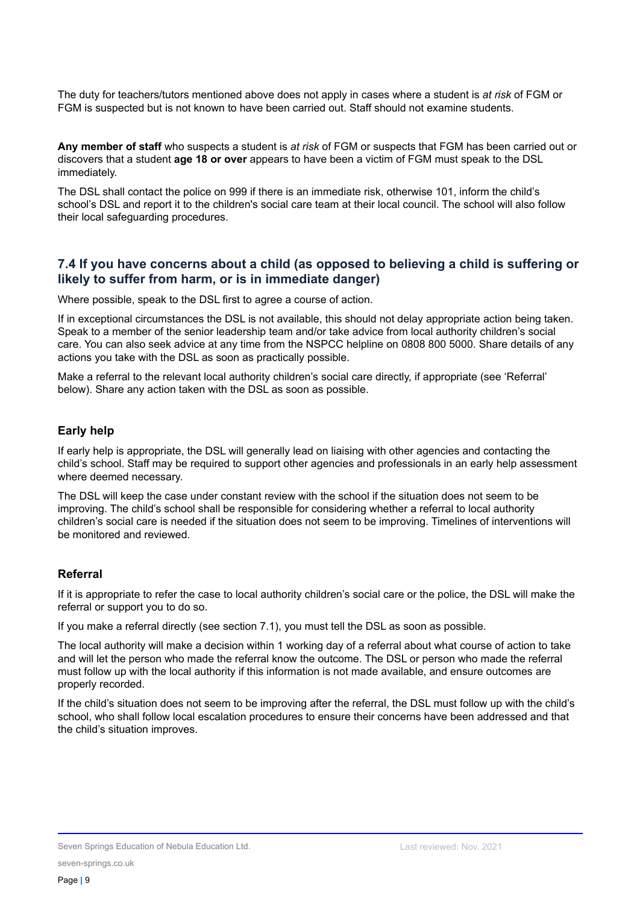The duty for teachers/tutors mentioned above does not apply in cases where a student is *at risk* of FGM or FGM is suspected but is not known to have been carried out. Staff should not examine students.

**Any member of staff** who suspects a student is *at risk* of FGM or suspects that FGM has been carried out or discovers that a student **age 18 or over** appears to have been a victim of FGM must speak to the DSL immediately.

The DSL shall contact the police on 999 if there is an immediate risk, otherwise 101, inform the child's school's DSL and report it to the children's social care team at their local council. The school will also follow their local safeguarding procedures.

## 7.4 If you have concerns about a child (as opposed to believing a child is suffering or likely to suffer from harm, or is in immediate danger)

Where possible, speak to the DSL first to agree a course of action.

If in exceptional circumstances the DSL is not available, this should not delay appropriate action being taken. Speak to a member of the senior leadership team and/or take advice from local authority children's social care. You can also seek advice at any time from the NSPCC helpline on 0808 800 5000. Share details of any actions you take with the DSL as soon as practically possible.

Make a referral to the relevant local authority children's social care directly, if appropriate (see 'Referral' below). Share any action taken with the DSL as soon as possible.

### Early help

If early help is appropriate, the DSL will generally lead on liaising with other agencies and contacting the child's school. Staff may be required to support other agencies and professionals in an early help assessment where deemed necessary.

The DSL will keep the case under constant review with the school if the situation does not seem to be improving. The child's school shall be responsible for considering whether a referral to local authority children's social care is needed if the situation does not seem to be improving. Timelines of interventions will be monitored and reviewed.

### Referral

If it is appropriate to refer the case to local authority children's social care or the police, the DSL will make the referral or support you to do so.

If you make a referral directly (see section 7.1), you must tell the DSL as soon as possible.

The local authority will make a decision within 1 working day of a referral about what course of action to take and will let the person who made the referral know the outcome. The DSL or person who made the referral must follow up with the local authority if this information is not made available, and ensure outcomes are properly recorded.

If the child's situation does not seem to be improving after the referral, the DSL must follow up with the child's school, who shall follow local escalation procedures to ensure their concerns have been addressed and that the child's situation improves.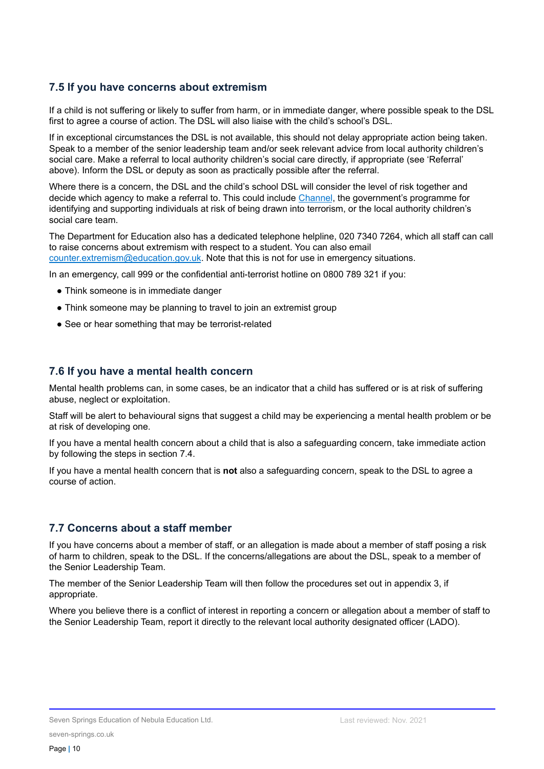## 7.5 If you have concerns about extremism

If a child is not suffering or likely to suffer from harm, or in immediate danger, where possible speak to the DSL first to agree a course of action. The DSL will also liaise with the child's school's DSL.

If in exceptional circumstances the DSL is not available, this should not delay appropriate action being taken. Speak to a member of the senior leadership team and/or seek relevant advice from local authority children's social care. Make a referral to local authority children's social care directly, if appropriate (see 'Referral' above). Inform the DSL or deputy as soon as practically possible after the referral.

Where there is a concern, the DSL and the child's school DSL will consider the level of risk together and decide which agency to make a referral to. This could include [Channel](), the government's programme for identifying and supporting individuals at risk of being drawn into terrorism, or the local authority children's social care team.

The Department for Education also has a dedicated telephone helpline, 020 7340 7264, which all staff can call to raise concerns about extremism with respect to a student. You can also email [counter.extremism@education.gov.uk](mailto:counter.extremism@education.gov.uk). Note that this is not for use in emergency situations.

In an emergency, call 999 or the confidential anti-terrorist hotline on 0800 789 321 if you:

- Think someone is in immediate danger
- Think someone may be planning to travel to join an extremist group
- See or hear something that may be terrorist-related

## 7.6 If you have a mental health concern

Mental health problems can, in some cases, be an indicator that a child has suffered or is at risk of suffering abuse, neglect or exploitation.

Staff will be alert to behavioural signs that suggest a child may be experiencing a mental health problem or be at risk of developing one.

If you have a mental health concern about a child that is also a safeguarding concern, take immediate action by following the steps in section 7.4.

If you have a mental health concern that is **not** also a safeguarding concern, speak to the DSL to agree a course of action.

## 7.7 Concerns about a staff member

If you have concerns about a member of staff, or an allegation is made about a member of staff posing a risk of harm to children, speak to the DSL. If the concerns/allegations are about the DSL, speak to a member of the Senior Leadership Team.

The member of the Senior Leadership Team will then follow the procedures set out in appendix 3, if appropriate.

Where you believe there is a conflict of interest in reporting a concern or allegation about a member of staff to the Senior Leadership Team, report it directly to the relevant local authority designated officer (LADO).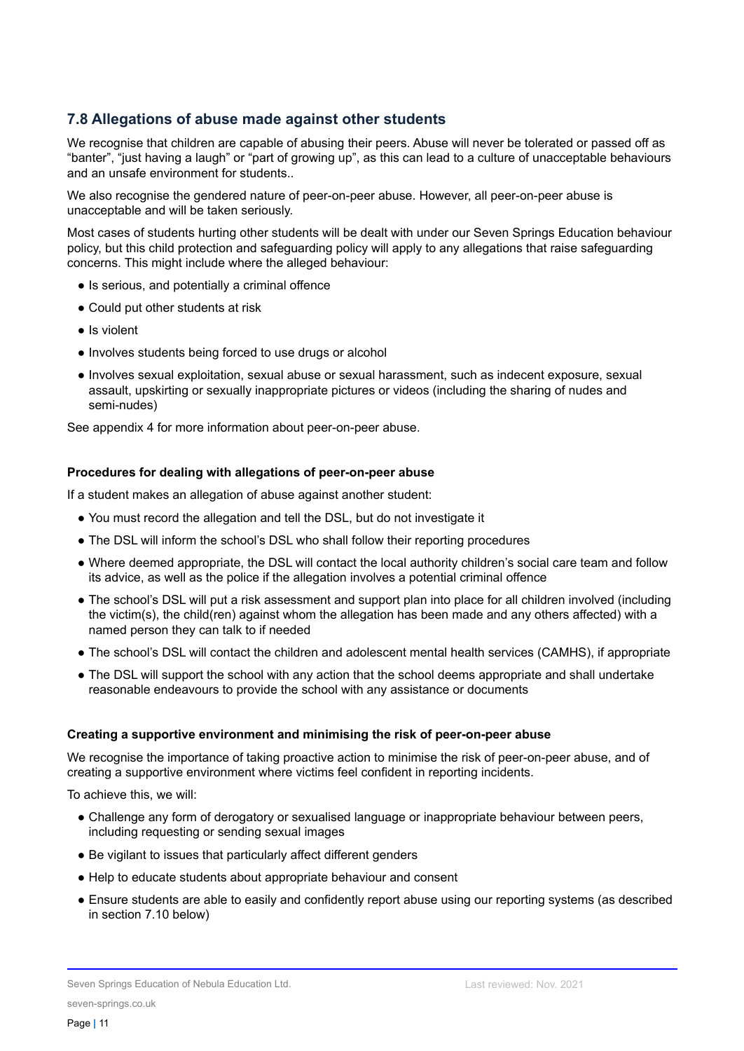## 7.8 Allegations of abuse made against other students

We recognise that children are capable of abusing their peers. Abuse will never be tolerated or passed off as "banter", "just having a laugh" or "part of growing up", as this can lead to a culture of unacceptable behaviours and an unsafe environment for students..

We also recognise the gendered nature of peer-on-peer abuse. However, all peer-on-peer abuse is unacceptable and will be taken seriously.

Most cases of students hurting other students will be dealt with under our Seven Springs Education behaviour policy, but this child protection and safeguarding policy will apply to any allegations that raise safeguarding concerns. This might include where the alleged behaviour:

- Is serious, and potentially a criminal offence
- Could put other students at risk
- Is violent
- Involves students being forced to use drugs or alcohol
- Involves sexual exploitation, sexual abuse or sexual harassment, such as indecent exposure, sexual assault, upskirting or sexually inappropriate pictures or videos (including the sharing of nudes and semi-nudes)

See appendix 4 for more information about peer-on-peer abuse.

**Procedures for dealing with allegations of peer-on-peer abuse**

If a student makes an allegation of abuse against another student:

- You must record the allegation and tell the DSL, but do not investigate it
- The DSL will inform the school's DSL who shall follow their reporting procedures
- Where deemed appropriate, the DSL will contact the local authority children's social care team and follow its advice, as well as the police if the allegation involves a potential criminal offence
- The school's DSL will put a risk assessment and support plan into place for all children involved (including the victim(s), the child(ren) against whom the allegation has been made and any others affected) with a named person they can talk to if needed
- The school's DSL will contact the children and adolescent mental health services (CAMHS), if appropriate
- The DSL will support the school with any action that the school deems appropriate and shall undertake reasonable endeavours to provide the school with any assistance or documents

**Creating a supportive environment and minimising the risk of peer-on-peer abuse**

We recognise the importance of taking proactive action to minimise the risk of peer-on-peer abuse, and of creating a supportive environment where victims feel confident in reporting incidents.

To achieve this, we will:

- Challenge any form of derogatory or sexualised language or inappropriate behaviour between peers, including requesting or sending sexual images
- Be vigilant to issues that particularly affect different genders
- Help to educate students about appropriate behaviour and consent
- Ensure students are able to easily and confidently report abuse using our reporting systems (as described in section 7.10 below)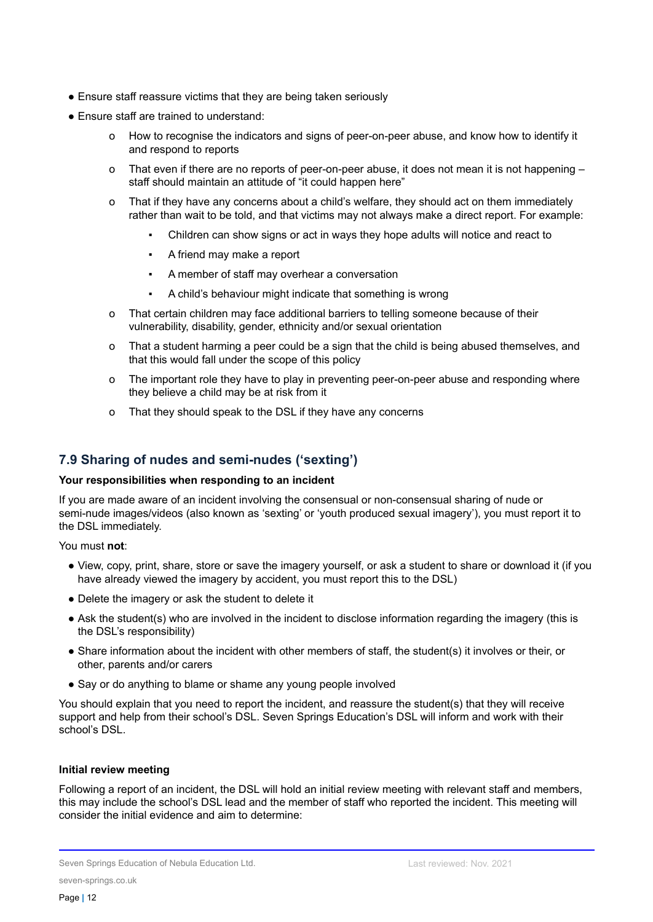- Ensure staff reassure victims that they are being taken seriously
- Ensure staff are trained to understand:
  - How to recognise the indicators and signs of peer-on-peer abuse, and know how to identify it and respond to reports
  - That even if there are no reports of peer-on-peer abuse, it does not mean it is not happening – staff should maintain an attitude of "it could happen here"
  - That if they have any concerns about a child's welfare, they should act on them immediately rather than wait to be told, and that victims may not always make a direct report. For example:
    - Children can show signs or act in ways they hope adults will notice and react to
    - A friend may make a report
    - A member of staff may overhear a conversation
    - A child's behaviour might indicate that something is wrong
  - That certain children may face additional barriers to telling someone because of their vulnerability, disability, gender, ethnicity and/or sexual orientation
  - That a student harming a peer could be a sign that the child is being abused themselves, and that this would fall under the scope of this policy
  - The important role they have to play in preventing peer-on-peer abuse and responding where they believe a child may be at risk from it
  - That they should speak to the DSL if they have any concerns

## 7.9 Sharing of nudes and semi-nudes ('sexting')

**Your responsibilities when responding to an incident**

If you are made aware of an incident involving the consensual or non-consensual sharing of nude or semi-nude images/videos (also known as 'sexting' or 'youth produced sexual imagery'), you must report it to the DSL immediately.

You must **not**:

- View, copy, print, share, store or save the imagery yourself, or ask a student to share or download it (if you have already viewed the imagery by accident, you must report this to the DSL)
- Delete the imagery or ask the student to delete it
- Ask the student(s) who are involved in the incident to disclose information regarding the imagery (this is the DSL's responsibility)
- Share information about the incident with other members of staff, the student(s) it involves or their, or other, parents and/or carers
- Say or do anything to blame or shame any young people involved

You should explain that you need to report the incident, and reassure the student(s) that they will receive support and help from their school's DSL. Seven Springs Education's DSL will inform and work with their school's DSL.

**Initial review meeting**

Following a report of an incident, the DSL will hold an initial review meeting with relevant staff and members, this may include the school's DSL lead and the member of staff who reported the incident. This meeting will consider the initial evidence and aim to determine: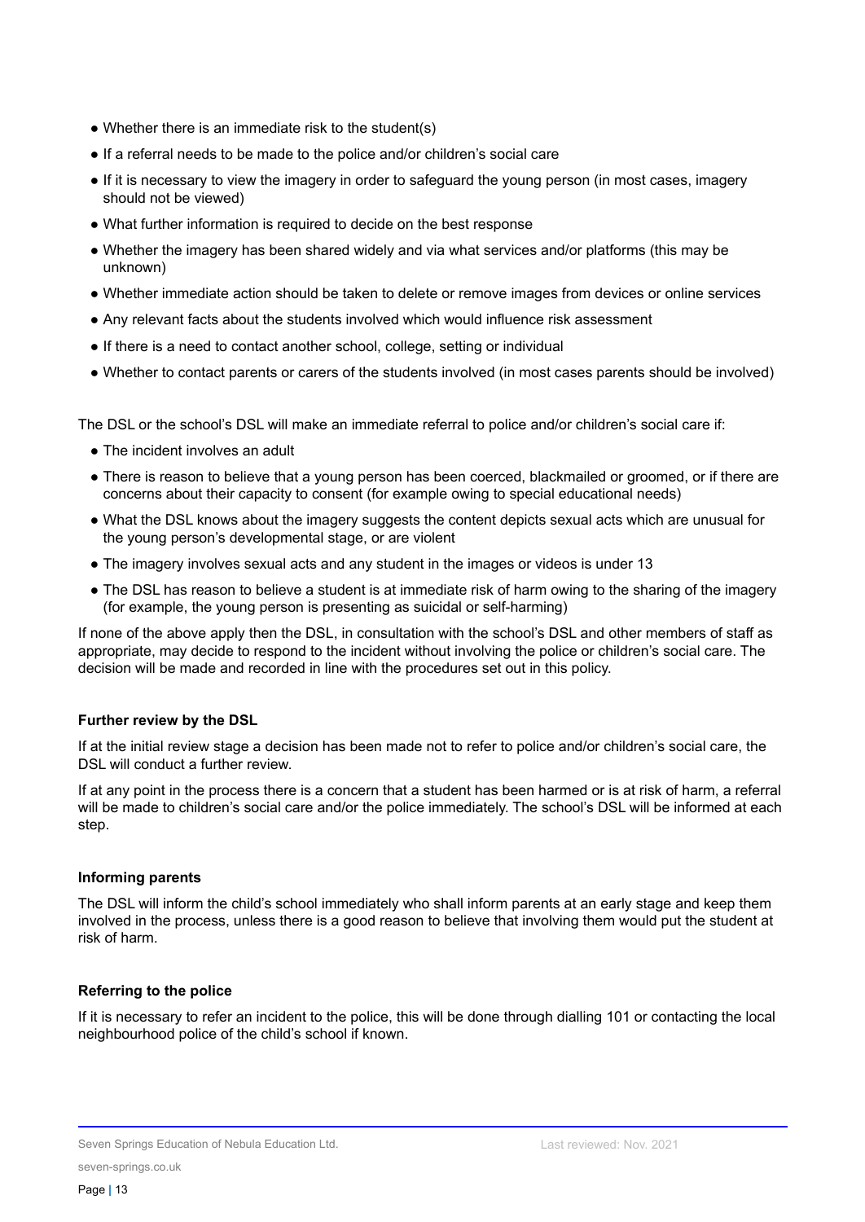- Whether there is an immediate risk to the student(s)
- If a referral needs to be made to the police and/or children's social care
- If it is necessary to view the imagery in order to safeguard the young person (in most cases, imagery should not be viewed)
- What further information is required to decide on the best response
- Whether the imagery has been shared widely and via what services and/or platforms (this may be unknown)
- Whether immediate action should be taken to delete or remove images from devices or online services
- Any relevant facts about the students involved which would influence risk assessment
- If there is a need to contact another school, college, setting or individual
- Whether to contact parents or carers of the students involved (in most cases parents should be involved)

The DSL or the school's DSL will make an immediate referral to police and/or children's social care if:

- The incident involves an adult
- There is reason to believe that a young person has been coerced, blackmailed or groomed, or if there are concerns about their capacity to consent (for example owing to special educational needs)
- What the DSL knows about the imagery suggests the content depicts sexual acts which are unusual for the young person's developmental stage, or are violent
- The imagery involves sexual acts and any student in the images or videos is under 13
- The DSL has reason to believe a student is at immediate risk of harm owing to the sharing of the imagery (for example, the young person is presenting as suicidal or self-harming)

If none of the above apply then the DSL, in consultation with the school's DSL and other members of staff as appropriate, may decide to respond to the incident without involving the police or children's social care. The decision will be made and recorded in line with the procedures set out in this policy.

**Further review by the DSL**

If at the initial review stage a decision has been made not to refer to police and/or children's social care, the DSL will conduct a further review.

If at any point in the process there is a concern that a student has been harmed or is at risk of harm, a referral will be made to children's social care and/or the police immediately. The school's DSL will be informed at each step.

**Informing parents**

The DSL will inform the child's school immediately who shall inform parents at an early stage and keep them involved in the process, unless there is a good reason to believe that involving them would put the student at risk of harm.

**Referring to the police**

If it is necessary to refer an incident to the police, this will be done through dialling 101 or contacting the local neighbourhood police of the child's school if known.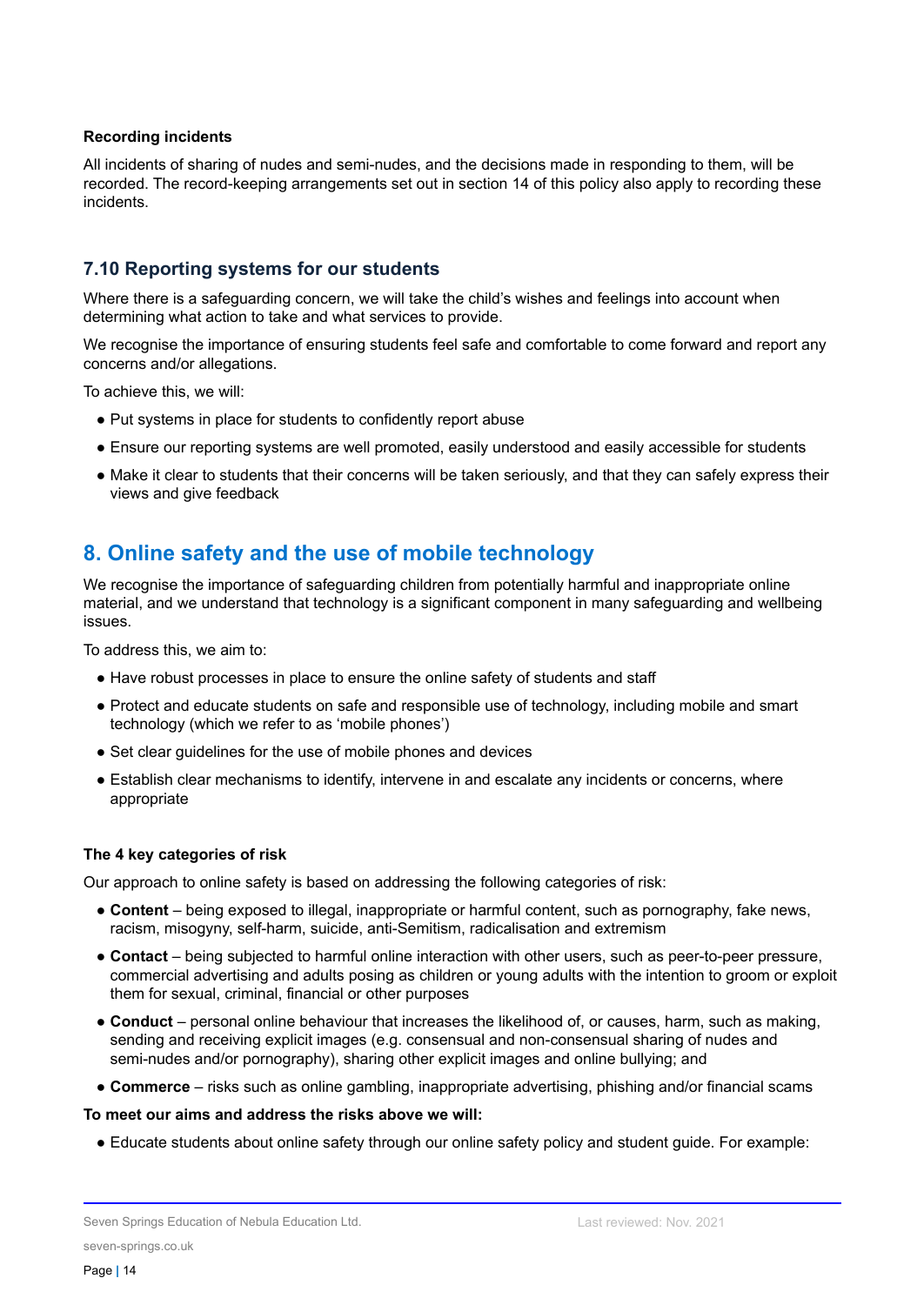**Recording incidents**

All incidents of sharing of nudes and semi-nudes, and the decisions made in responding to them, will be recorded. The record-keeping arrangements set out in section 14 of this policy also apply to recording these incidents.

### 7.10 Reporting systems for our students

Where there is a safeguarding concern, we will take the child's wishes and feelings into account when determining what action to take and what services to provide.

We recognise the importance of ensuring students feel safe and comfortable to come forward and report any concerns and/or allegations.

To achieve this, we will:

- Put systems in place for students to confidently report abuse
- Ensure our reporting systems are well promoted, easily understood and easily accessible for students
- Make it clear to students that their concerns will be taken seriously, and that they can safely express their views and give feedback

## 8. Online safety and the use of mobile technology

We recognise the importance of safeguarding children from potentially harmful and inappropriate online material, and we understand that technology is a significant component in many safeguarding and wellbeing issues.

To address this, we aim to:

- Have robust processes in place to ensure the online safety of students and staff
- Protect and educate students on safe and responsible use of technology, including mobile and smart technology (which we refer to as 'mobile phones')
- Set clear guidelines for the use of mobile phones and devices
- Establish clear mechanisms to identify, intervene in and escalate any incidents or concerns, where appropriate

**The 4 key categories of risk**

Our approach to online safety is based on addressing the following categories of risk:

- **Content** – being exposed to illegal, inappropriate or harmful content, such as pornography, fake news, racism, misogyny, self-harm, suicide, anti-Semitism, radicalisation and extremism
- **Contact** – being subjected to harmful online interaction with other users, such as peer-to-peer pressure, commercial advertising and adults posing as children or young adults with the intention to groom or exploit them for sexual, criminal, financial or other purposes
- **Conduct** – personal online behaviour that increases the likelihood of, or causes, harm, such as making, sending and receiving explicit images (e.g. consensual and non-consensual sharing of nudes and semi-nudes and/or pornography), sharing other explicit images and online bullying; and
- **Commerce** – risks such as online gambling, inappropriate advertising, phishing and/or financial scams

**To meet our aims and address the risks above we will:**

- Educate students about online safety through our online safety policy and student guide. For example: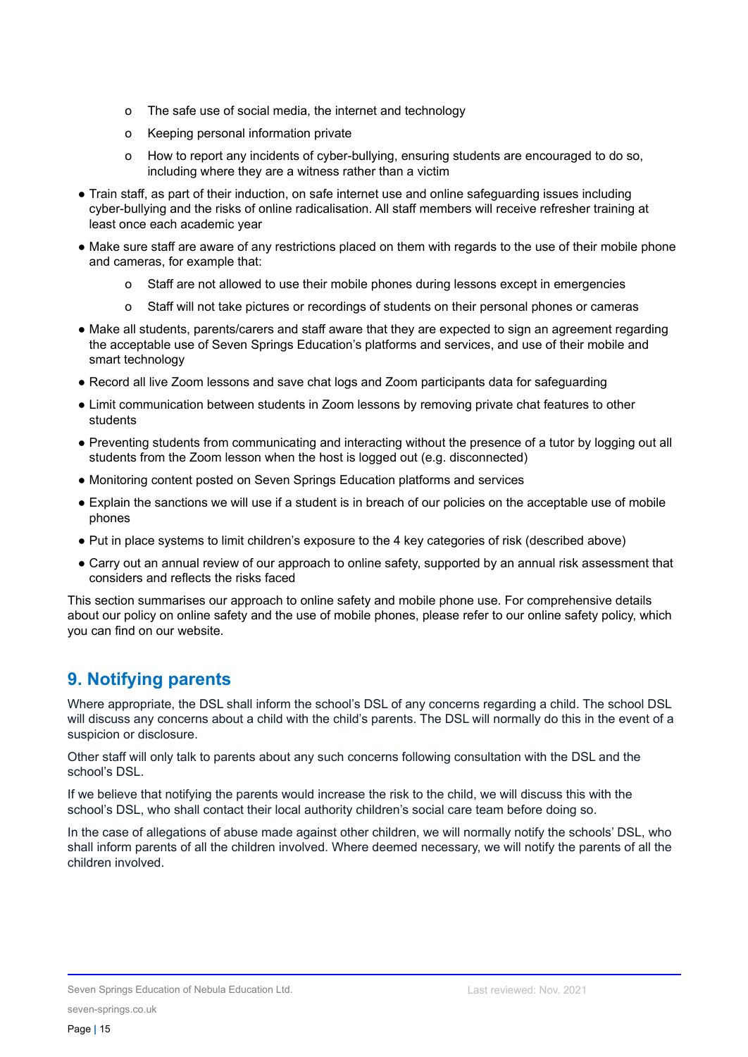- The safe use of social media, the internet and technology
    - Keeping personal information private
    - How to report any incidents of cyber-bullying, ensuring students are encouraged to do so, including where they are a witness rather than a victim
- Train staff, as part of their induction, on safe internet use and online safeguarding issues including cyber-bullying and the risks of online radicalisation. All staff members will receive refresher training at least once each academic year
- Make sure staff are aware of any restrictions placed on them with regards to the use of their mobile phone and cameras, for example that:
    - Staff are not allowed to use their mobile phones during lessons except in emergencies
    - Staff will not take pictures or recordings of students on their personal phones or cameras
- Make all students, parents/carers and staff aware that they are expected to sign an agreement regarding the acceptable use of Seven Springs Education's platforms and services, and use of their mobile and smart technology
- Record all live Zoom lessons and save chat logs and Zoom participants data for safeguarding
- Limit communication between students in Zoom lessons by removing private chat features to other students
- Preventing students from communicating and interacting without the presence of a tutor by logging out all students from the Zoom lesson when the host is logged out (e.g. disconnected)
- Monitoring content posted on Seven Springs Education platforms and services
- Explain the sanctions we will use if a student is in breach of our policies on the acceptable use of mobile phones
- Put in place systems to limit children's exposure to the 4 key categories of risk (described above)
- Carry out an annual review of our approach to online safety, supported by an annual risk assessment that considers and reflects the risks faced

This section summarises our approach to online safety and mobile phone use. For comprehensive details about our policy on online safety and the use of mobile phones, please refer to our online safety policy, which you can find on our website.

## 9. Notifying parents

Where appropriate, the DSL shall inform the school's DSL of any concerns regarding a child. The school DSL will discuss any concerns about a child with the child's parents. The DSL will normally do this in the event of a suspicion or disclosure.

Other staff will only talk to parents about any such concerns following consultation with the DSL and the school's DSL.

If we believe that notifying the parents would increase the risk to the child, we will discuss this with the school's DSL, who shall contact their local authority children's social care team before doing so.

In the case of allegations of abuse made against other children, we will normally notify the schools' DSL, who shall inform parents of all the children involved. Where deemed necessary, we will notify the parents of all the children involved.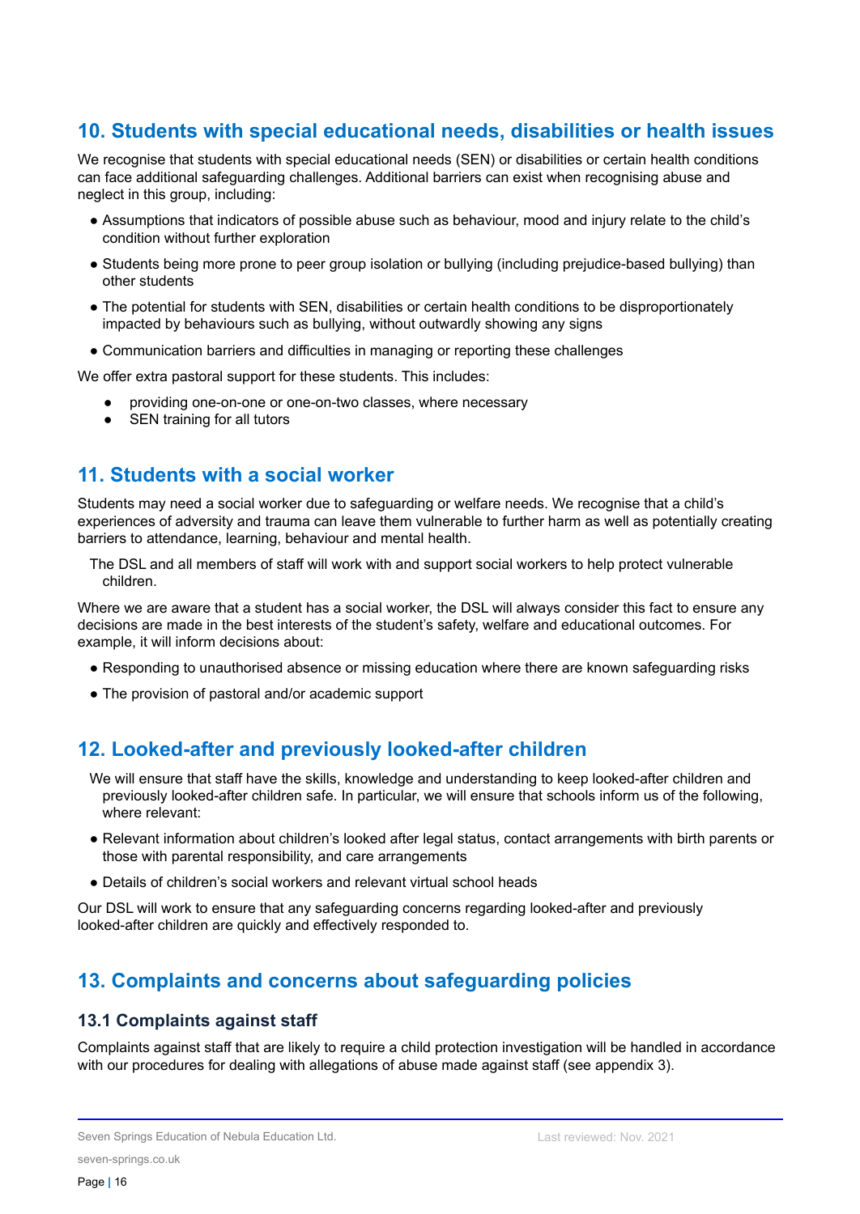## 10. Students with special educational needs, disabilities or health issues

We recognise that students with special educational needs (SEN) or disabilities or certain health conditions can face additional safeguarding challenges. Additional barriers can exist when recognising abuse and neglect in this group, including:

- Assumptions that indicators of possible abuse such as behaviour, mood and injury relate to the child's condition without further exploration
- Students being more prone to peer group isolation or bullying (including prejudice-based bullying) than other students
- The potential for students with SEN, disabilities or certain health conditions to be disproportionately impacted by behaviours such as bullying, without outwardly showing any signs
- Communication barriers and difficulties in managing or reporting these challenges

We offer extra pastoral support for these students. This includes:

- providing one-on-one or one-on-two classes, where necessary
- SEN training for all tutors

## 11. Students with a social worker

Students may need a social worker due to safeguarding or welfare needs. We recognise that a child's experiences of adversity and trauma can leave them vulnerable to further harm as well as potentially creating barriers to attendance, learning, behaviour and mental health.

The DSL and all members of staff will work with and support social workers to help protect vulnerable children.

Where we are aware that a student has a social worker, the DSL will always consider this fact to ensure any decisions are made in the best interests of the student's safety, welfare and educational outcomes. For example, it will inform decisions about:

- Responding to unauthorised absence or missing education where there are known safeguarding risks
- The provision of pastoral and/or academic support

## 12. Looked-after and previously looked-after children

We will ensure that staff have the skills, knowledge and understanding to keep looked-after children and previously looked-after children safe. In particular, we will ensure that schools inform us of the following, where relevant:

- Relevant information about children's looked after legal status, contact arrangements with birth parents or those with parental responsibility, and care arrangements
- Details of children's social workers and relevant virtual school heads

Our DSL will work to ensure that any safeguarding concerns regarding looked-after and previously looked-after children are quickly and effectively responded to.

## 13. Complaints and concerns about safeguarding policies

### 13.1 Complaints against staff

Complaints against staff that are likely to require a child protection investigation will be handled in accordance with our procedures for dealing with allegations of abuse made against staff (see appendix 3).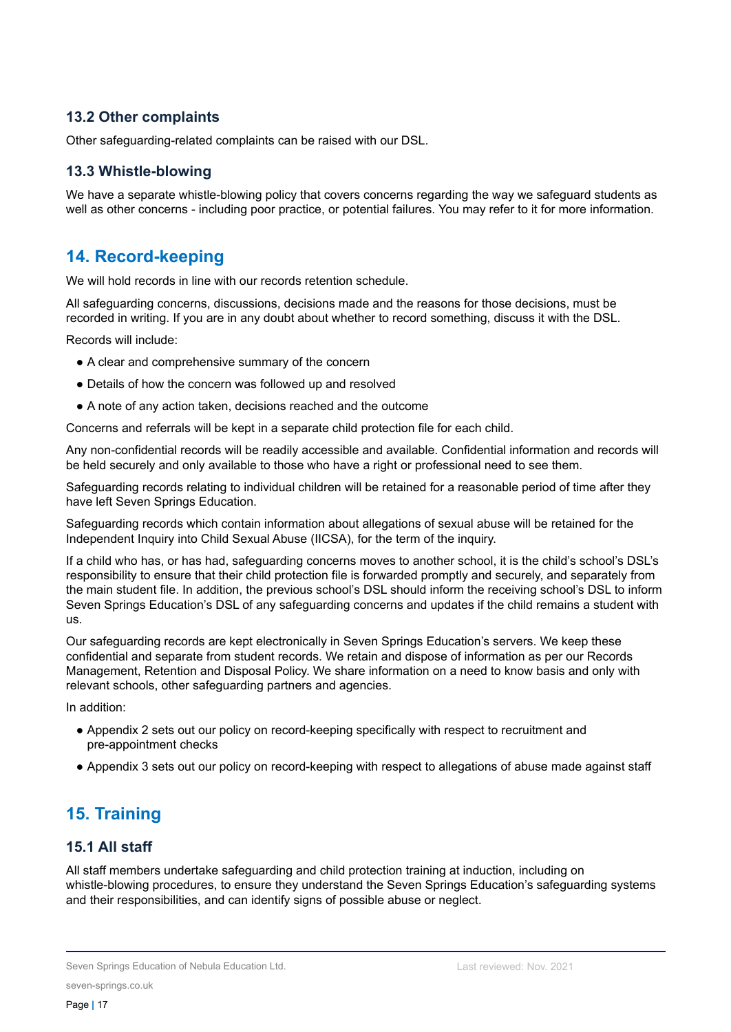### 13.2 Other complaints

Other safeguarding-related complaints can be raised with our DSL.

### 13.3 Whistle-blowing

We have a separate whistle-blowing policy that covers concerns regarding the way we safeguard students as well as other concerns - including poor practice, or potential failures. You may refer to it for more information.

## 14. Record-keeping

We will hold records in line with our records retention schedule.

All safeguarding concerns, discussions, decisions made and the reasons for those decisions, must be recorded in writing. If you are in any doubt about whether to record something, discuss it with the DSL.

Records will include:

- A clear and comprehensive summary of the concern
- Details of how the concern was followed up and resolved
- A note of any action taken, decisions reached and the outcome

Concerns and referrals will be kept in a separate child protection file for each child.

Any non-confidential records will be readily accessible and available. Confidential information and records will be held securely and only available to those who have a right or professional need to see them.

Safeguarding records relating to individual children will be retained for a reasonable period of time after they have left Seven Springs Education.

Safeguarding records which contain information about allegations of sexual abuse will be retained for the Independent Inquiry into Child Sexual Abuse (IICSA), for the term of the inquiry.

If a child who has, or has had, safeguarding concerns moves to another school, it is the child's school's DSL's responsibility to ensure that their child protection file is forwarded promptly and securely, and separately from the main student file. In addition, the previous school's DSL should inform the receiving school's DSL to inform Seven Springs Education's DSL of any safeguarding concerns and updates if the child remains a student with us.

Our safeguarding records are kept electronically in Seven Springs Education's servers. We keep these confidential and separate from student records. We retain and dispose of information as per our Records Management, Retention and Disposal Policy. We share information on a need to know basis and only with relevant schools, other safeguarding partners and agencies.

In addition:

- Appendix 2 sets out our policy on record-keeping specifically with respect to recruitment and pre-appointment checks
- Appendix 3 sets out our policy on record-keeping with respect to allegations of abuse made against staff

## 15. Training

### 15.1 All staff

All staff members undertake safeguarding and child protection training at induction, including on whistle-blowing procedures, to ensure they understand the Seven Springs Education's safeguarding systems and their responsibilities, and can identify signs of possible abuse or neglect.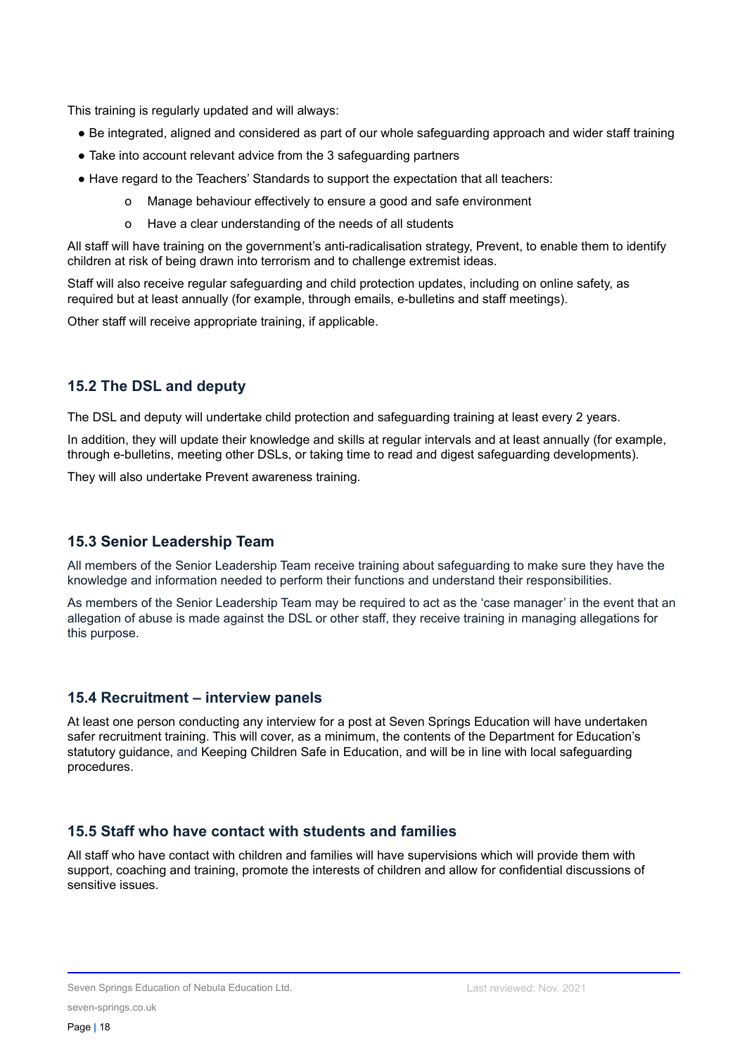This training is regularly updated and will always:

- Be integrated, aligned and considered as part of our whole safeguarding approach and wider staff training
- Take into account relevant advice from the 3 safeguarding partners
- Have regard to the Teachers' Standards to support the expectation that all teachers:
    - Manage behaviour effectively to ensure a good and safe environment
    - Have a clear understanding of the needs of all students

All staff will have training on the government's anti-radicalisation strategy, Prevent, to enable them to identify children at risk of being drawn into terrorism and to challenge extremist ideas.

Staff will also receive regular safeguarding and child protection updates, including on online safety, as required but at least annually (for example, through emails, e-bulletins and staff meetings).

Other staff will receive appropriate training, if applicable.

### 15.2 The DSL and deputy

The DSL and deputy will undertake child protection and safeguarding training at least every 2 years.

In addition, they will update their knowledge and skills at regular intervals and at least annually (for example, through e-bulletins, meeting other DSLs, or taking time to read and digest safeguarding developments).

They will also undertake Prevent awareness training.

### 15.3 Senior Leadership Team

All members of the Senior Leadership Team receive training about safeguarding to make sure they have the knowledge and information needed to perform their functions and understand their responsibilities.

As members of the Senior Leadership Team may be required to act as the 'case manager' in the event that an allegation of abuse is made against the DSL or other staff, they receive training in managing allegations for this purpose.

### 15.4 Recruitment – interview panels

At least one person conducting any interview for a post at Seven Springs Education will have undertaken safer recruitment training. This will cover, as a minimum, the contents of the Department for Education's statutory guidance, and Keeping Children Safe in Education, and will be in line with local safeguarding procedures.

### 15.5 Staff who have contact with students and families

All staff who have contact with children and families will have supervisions which will provide them with support, coaching and training, promote the interests of children and allow for confidential discussions of sensitive issues.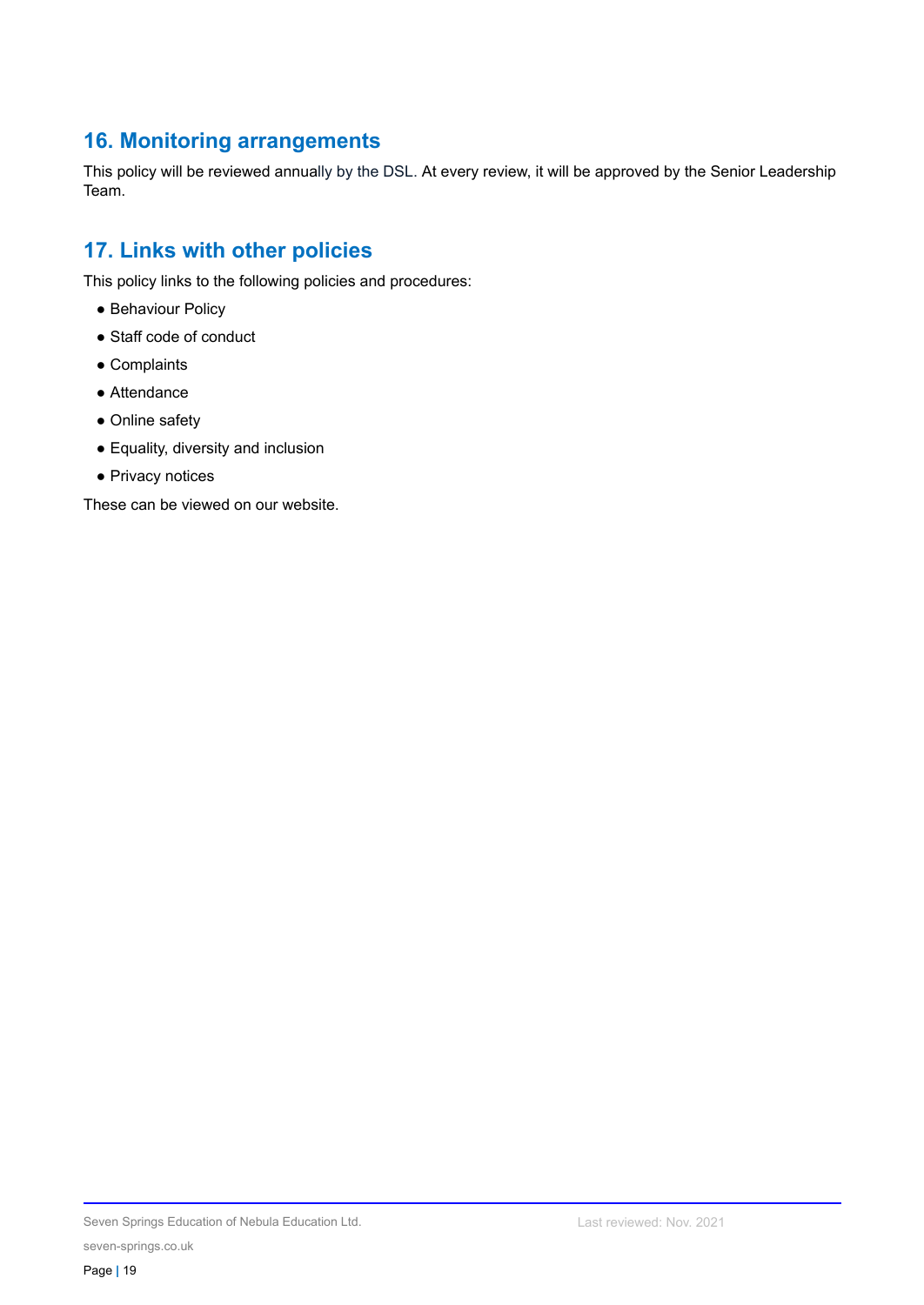## 16. Monitoring arrangements

This policy will be reviewed annually by the DSL. At every review, it will be approved by the Senior Leadership Team.

## 17. Links with other policies

This policy links to the following policies and procedures:

- Behaviour Policy
- Staff code of conduct
- Complaints
- Attendance
- Online safety
- Equality, diversity and inclusion
- Privacy notices

These can be viewed on our website.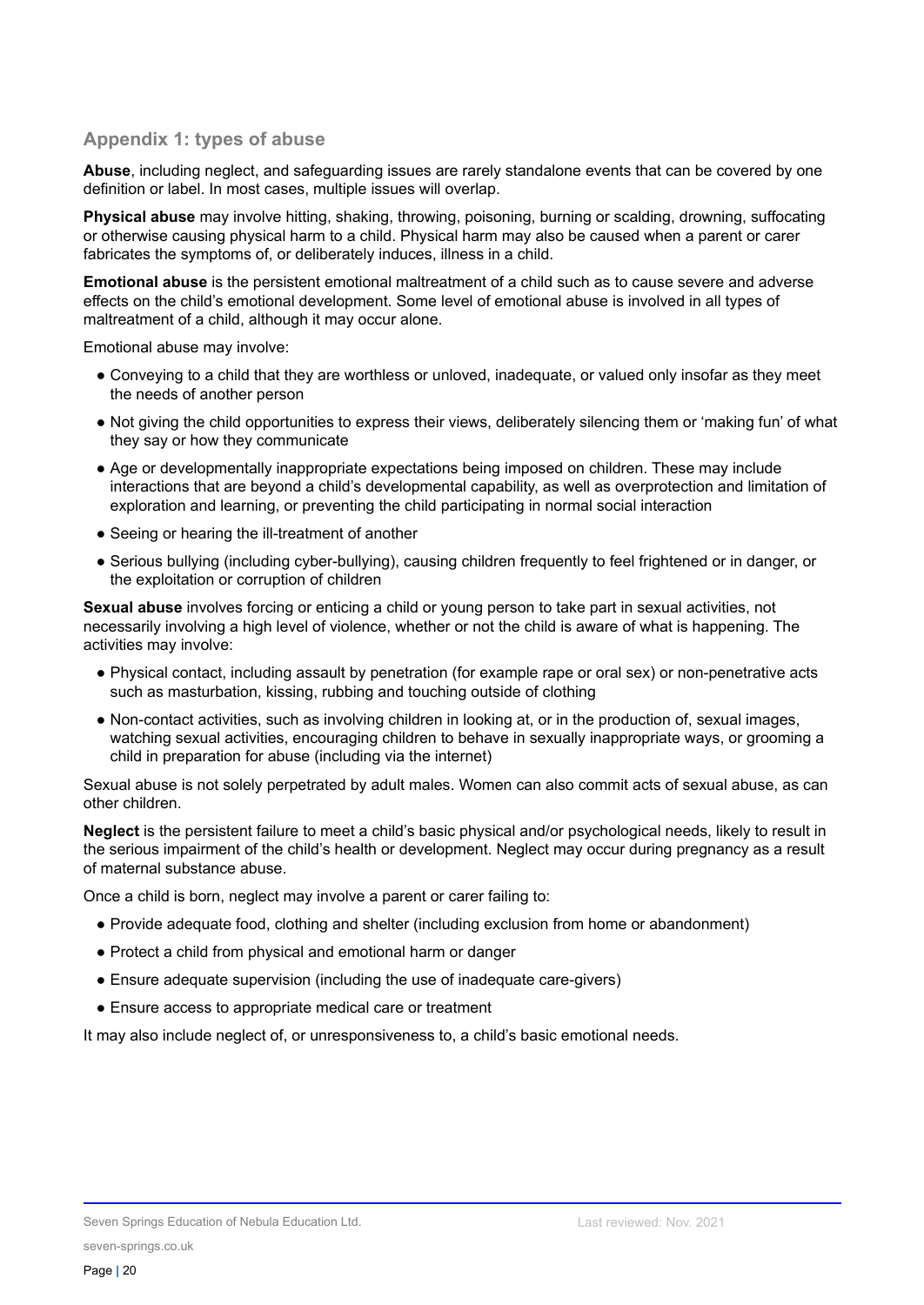## Appendix 1: types of abuse

**Abuse**, including neglect, and safeguarding issues are rarely standalone events that can be covered by one definition or label. In most cases, multiple issues will overlap.

**Physical abuse** may involve hitting, shaking, throwing, poisoning, burning or scalding, drowning, suffocating or otherwise causing physical harm to a child. Physical harm may also be caused when a parent or carer fabricates the symptoms of, or deliberately induces, illness in a child.

**Emotional abuse** is the persistent emotional maltreatment of a child such as to cause severe and adverse effects on the child's emotional development. Some level of emotional abuse is involved in all types of maltreatment of a child, although it may occur alone.

Emotional abuse may involve:

- Conveying to a child that they are worthless or unloved, inadequate, or valued only insofar as they meet the needs of another person
- Not giving the child opportunities to express their views, deliberately silencing them or 'making fun' of what they say or how they communicate
- Age or developmentally inappropriate expectations being imposed on children. These may include interactions that are beyond a child's developmental capability, as well as overprotection and limitation of exploration and learning, or preventing the child participating in normal social interaction
- Seeing or hearing the ill-treatment of another
- Serious bullying (including cyber-bullying), causing children frequently to feel frightened or in danger, or the exploitation or corruption of children

**Sexual abuse** involves forcing or enticing a child or young person to take part in sexual activities, not necessarily involving a high level of violence, whether or not the child is aware of what is happening. The activities may involve:

- Physical contact, including assault by penetration (for example rape or oral sex) or non-penetrative acts such as masturbation, kissing, rubbing and touching outside of clothing
- Non-contact activities, such as involving children in looking at, or in the production of, sexual images, watching sexual activities, encouraging children to behave in sexually inappropriate ways, or grooming a child in preparation for abuse (including via the internet)

Sexual abuse is not solely perpetrated by adult males. Women can also commit acts of sexual abuse, as can other children.

**Neglect** is the persistent failure to meet a child's basic physical and/or psychological needs, likely to result in the serious impairment of the child's health or development. Neglect may occur during pregnancy as a result of maternal substance abuse.

Once a child is born, neglect may involve a parent or carer failing to:

- Provide adequate food, clothing and shelter (including exclusion from home or abandonment)
- Protect a child from physical and emotional harm or danger
- Ensure adequate supervision (including the use of inadequate care-givers)
- Ensure access to appropriate medical care or treatment

It may also include neglect of, or unresponsiveness to, a child's basic emotional needs.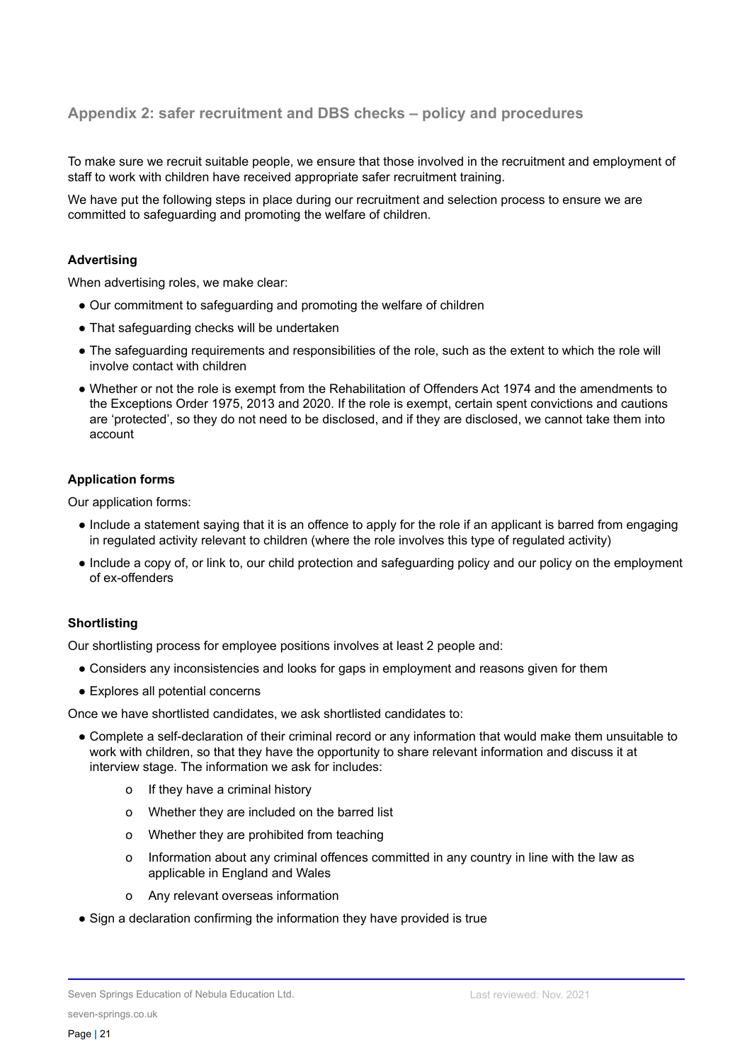## Appendix 2: safer recruitment and DBS checks – policy and procedures

To make sure we recruit suitable people, we ensure that those involved in the recruitment and employment of staff to work with children have received appropriate safer recruitment training.

We have put the following steps in place during our recruitment and selection process to ensure we are committed to safeguarding and promoting the welfare of children.

**Advertising**

When advertising roles, we make clear:

- Our commitment to safeguarding and promoting the welfare of children
- That safeguarding checks will be undertaken
- The safeguarding requirements and responsibilities of the role, such as the extent to which the role will involve contact with children
- Whether or not the role is exempt from the Rehabilitation of Offenders Act 1974 and the amendments to the Exceptions Order 1975, 2013 and 2020. If the role is exempt, certain spent convictions and cautions are 'protected', so they do not need to be disclosed, and if they are disclosed, we cannot take them into account

**Application forms**

Our application forms:

- Include a statement saying that it is an offence to apply for the role if an applicant is barred from engaging in regulated activity relevant to children (where the role involves this type of regulated activity)
- Include a copy of, or link to, our child protection and safeguarding policy and our policy on the employment of ex-offenders

**Shortlisting**

Our shortlisting process for employee positions involves at least 2 people and:

- Considers any inconsistencies and looks for gaps in employment and reasons given for them
- Explores all potential concerns

Once we have shortlisted candidates, we ask shortlisted candidates to:

- Complete a self-declaration of their criminal record or any information that would make them unsuitable to work with children, so that they have the opportunity to share relevant information and discuss it at interview stage. The information we ask for includes:
    - If they have a criminal history
    - Whether they are included on the barred list
    - Whether they are prohibited from teaching
    - Information about any criminal offences committed in any country in line with the law as applicable in England and Wales
    - Any relevant overseas information
- Sign a declaration confirming the information they have provided is true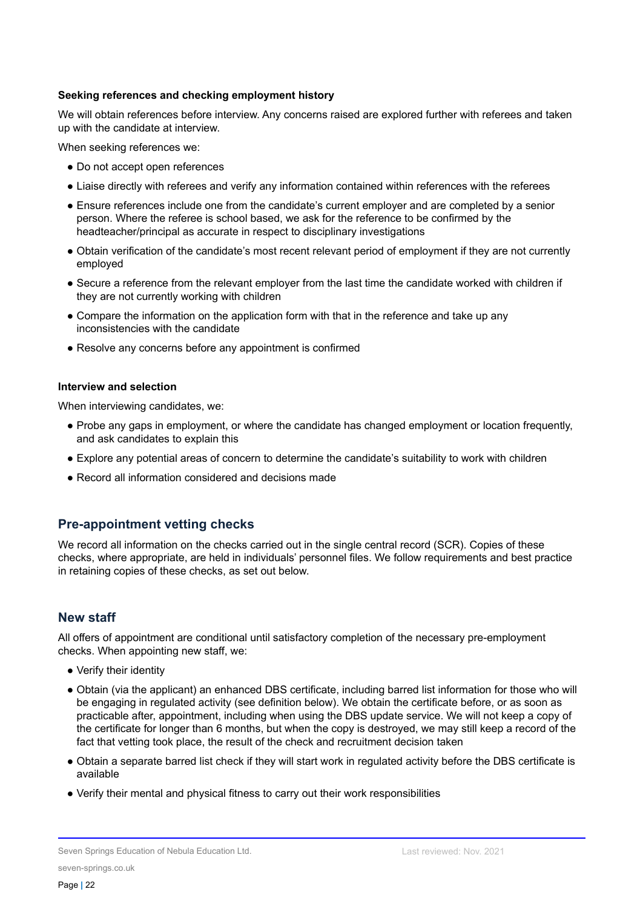**Seeking references and checking employment history**

We will obtain references before interview. Any concerns raised are explored further with referees and taken up with the candidate at interview.

When seeking references we:

- Do not accept open references
- Liaise directly with referees and verify any information contained within references with the referees
- Ensure references include one from the candidate's current employer and are completed by a senior person. Where the referee is school based, we ask for the reference to be confirmed by the headteacher/principal as accurate in respect to disciplinary investigations
- Obtain verification of the candidate's most recent relevant period of employment if they are not currently employed
- Secure a reference from the relevant employer from the last time the candidate worked with children if they are not currently working with children
- Compare the information on the application form with that in the reference and take up any inconsistencies with the candidate
- Resolve any concerns before any appointment is confirmed

**Interview and selection**

When interviewing candidates, we:

- Probe any gaps in employment, or where the candidate has changed employment or location frequently, and ask candidates to explain this
- Explore any potential areas of concern to determine the candidate's suitability to work with children
- Record all information considered and decisions made

## Pre-appointment vetting checks

We record all information on the checks carried out in the single central record (SCR). Copies of these checks, where appropriate, are held in individuals' personnel files. We follow requirements and best practice in retaining copies of these checks, as set out below.

## New staff

All offers of appointment are conditional until satisfactory completion of the necessary pre-employment checks. When appointing new staff, we:

- Verify their identity
- Obtain (via the applicant) an enhanced DBS certificate, including barred list information for those who will be engaging in regulated activity (see definition below). We obtain the certificate before, or as soon as practicable after, appointment, including when using the DBS update service. We will not keep a copy of the certificate for longer than 6 months, but when the copy is destroyed, we may still keep a record of the fact that vetting took place, the result of the check and recruitment decision taken
- Obtain a separate barred list check if they will start work in regulated activity before the DBS certificate is available
- Verify their mental and physical fitness to carry out their work responsibilities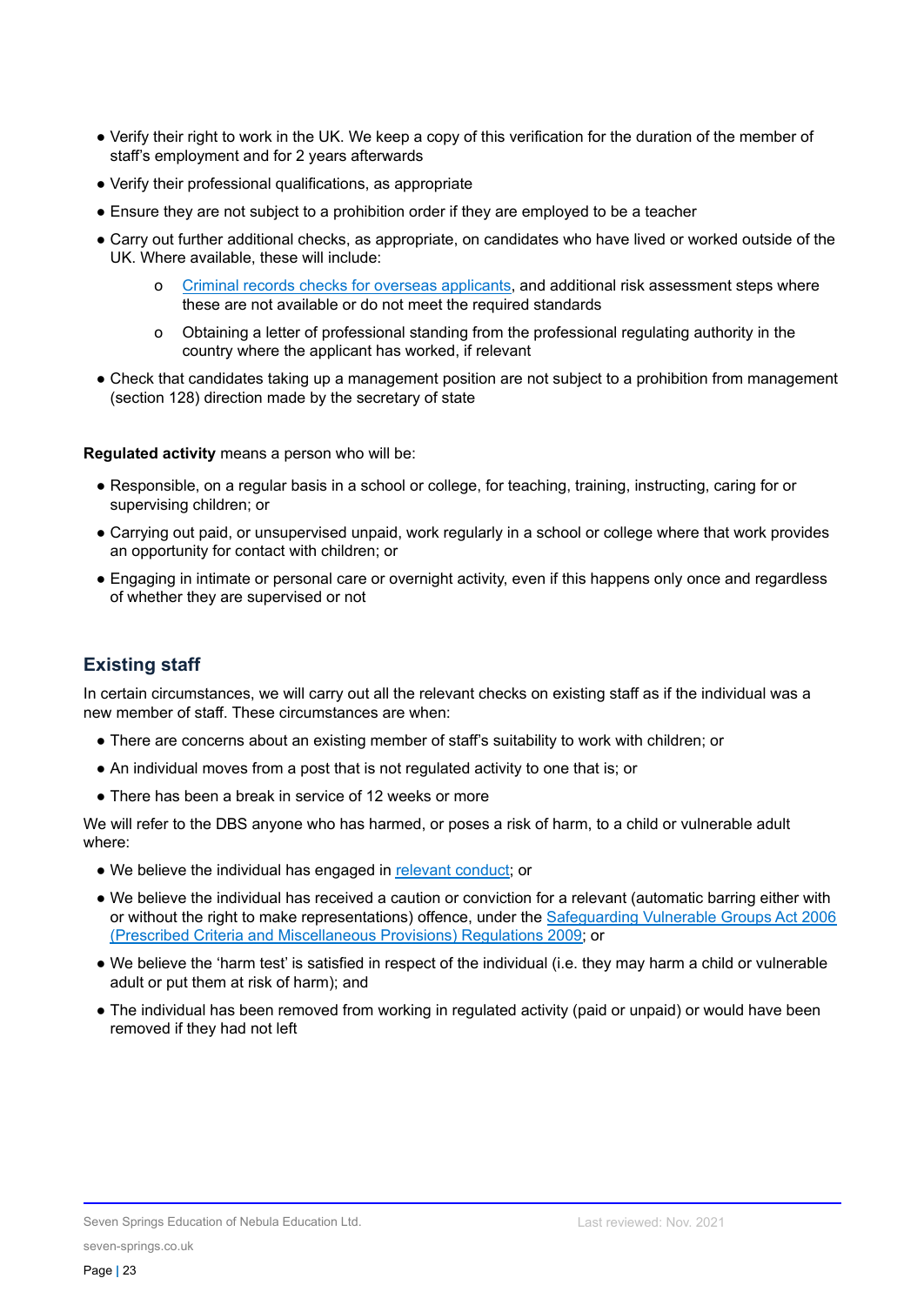- Verify their right to work in the UK. We keep a copy of this verification for the duration of the member of staff's employment and for 2 years afterwards
- Verify their professional qualifications, as appropriate
- Ensure they are not subject to a prohibition order if they are employed to be a teacher
- Carry out further additional checks, as appropriate, on candidates who have lived or worked outside of the UK. Where available, these will include:
    - Criminal records checks for overseas applicants, and additional risk assessment steps where these are not available or do not meet the required standards
    - Obtaining a letter of professional standing from the professional regulating authority in the country where the applicant has worked, if relevant
- Check that candidates taking up a management position are not subject to a prohibition from management (section 128) direction made by the secretary of state

**Regulated activity** means a person who will be:

- Responsible, on a regular basis in a school or college, for teaching, training, instructing, caring for or supervising children; or
- Carrying out paid, or unsupervised unpaid, work regularly in a school or college where that work provides an opportunity for contact with children; or
- Engaging in intimate or personal care or overnight activity, even if this happens only once and regardless of whether they are supervised or not

## Existing staff

In certain circumstances, we will carry out all the relevant checks on existing staff as if the individual was a new member of staff. These circumstances are when:

- There are concerns about an existing member of staff's suitability to work with children; or
- An individual moves from a post that is not regulated activity to one that is; or
- There has been a break in service of 12 weeks or more

We will refer to the DBS anyone who has harmed, or poses a risk of harm, to a child or vulnerable adult where:

- We believe the individual has engaged in relevant conduct; or
- We believe the individual has received a caution or conviction for a relevant (automatic barring either with or without the right to make representations) offence, under the Safeguarding Vulnerable Groups Act 2006 (Prescribed Criteria and Miscellaneous Provisions) Regulations 2009; or
- We believe the 'harm test' is satisfied in respect of the individual (i.e. they may harm a child or vulnerable adult or put them at risk of harm); and
- The individual has been removed from working in regulated activity (paid or unpaid) or would have been removed if they had not left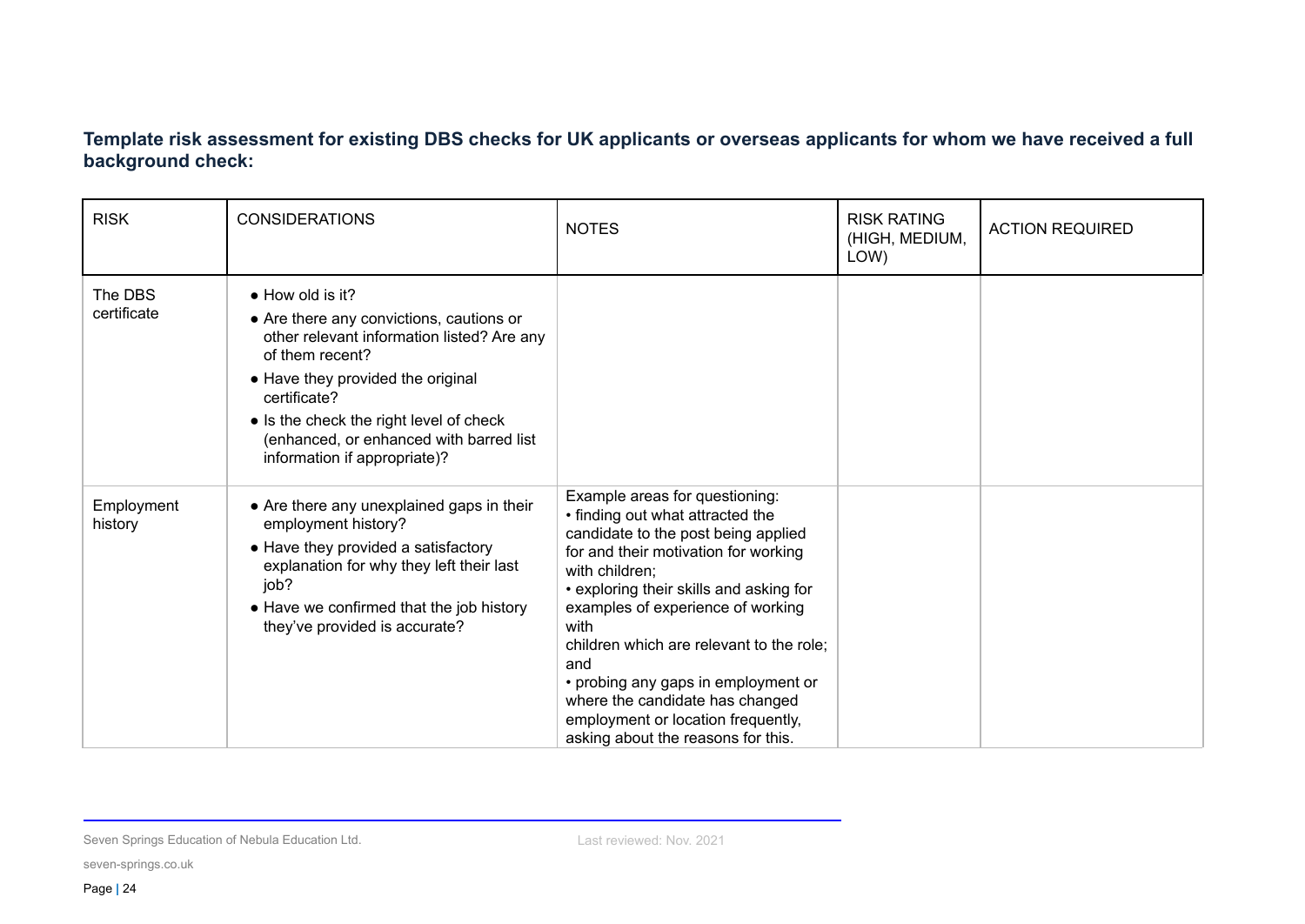**Template risk assessment for existing DBS checks for UK applicants or overseas applicants for whom we have received a full background check:**

| RISK | CONSIDERATIONS | NOTES | RISK RATING (HIGH, MEDIUM, LOW) | ACTION REQUIRED |
|---|---|---|---|---|
| The DBS certificate | ● How old is it?<br>● Are there any convictions, cautions or other relevant information listed? Are any of them recent?<br>● Have they provided the original certificate?<br>● Is the check the right level of check (enhanced, or enhanced with barred list information if appropriate)? | | | |
| Employment history | ● Are there any unexplained gaps in their employment history?<br>● Have they provided a satisfactory explanation for why they left their last job?<br>● Have we confirmed that the job history they've provided is accurate? | Example areas for questioning:<br>• finding out what attracted the candidate to the post being applied for and their motivation for working with children;<br>• exploring their skills and asking for examples of experience of working with children which are relevant to the role; and<br>• probing any gaps in employment or where the candidate has changed employment or location frequently, asking about the reasons for this. | | |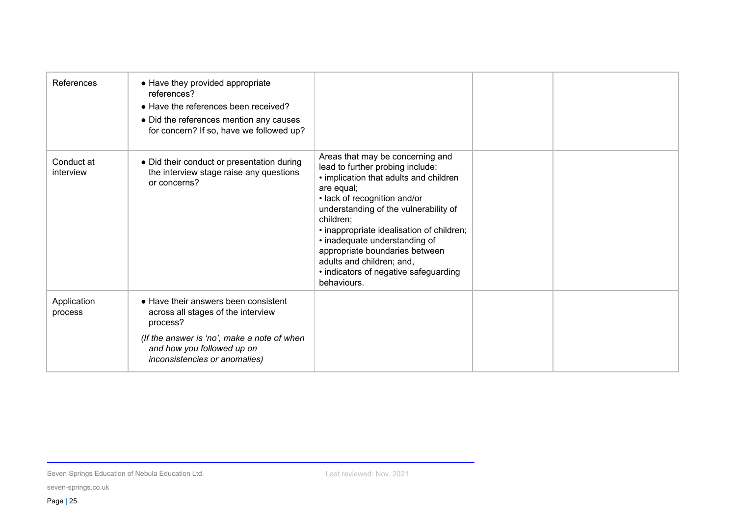| | | | | |
|---|---|---|---|---|
| References | • Have they provided appropriate references?<br>• Have the references been received?<br>• Did the references mention any causes for concern? If so, have we followed up? | | | |
| Conduct at interview | • Did their conduct or presentation during the interview stage raise any questions or concerns? | Areas that may be concerning and lead to further probing include:<br>• implication that adults and children are equal;<br>• lack of recognition and/or understanding of the vulnerability of children;<br>• inappropriate idealisation of children;<br>• inadequate understanding of appropriate boundaries between adults and children; and,<br>• indicators of negative safeguarding behaviours. | | |
| Application process | • Have their answers been consistent across all stages of the interview process?<br>*(If the answer is 'no', make a note of when and how you followed up on inconsistencies or anomalies)* | | | |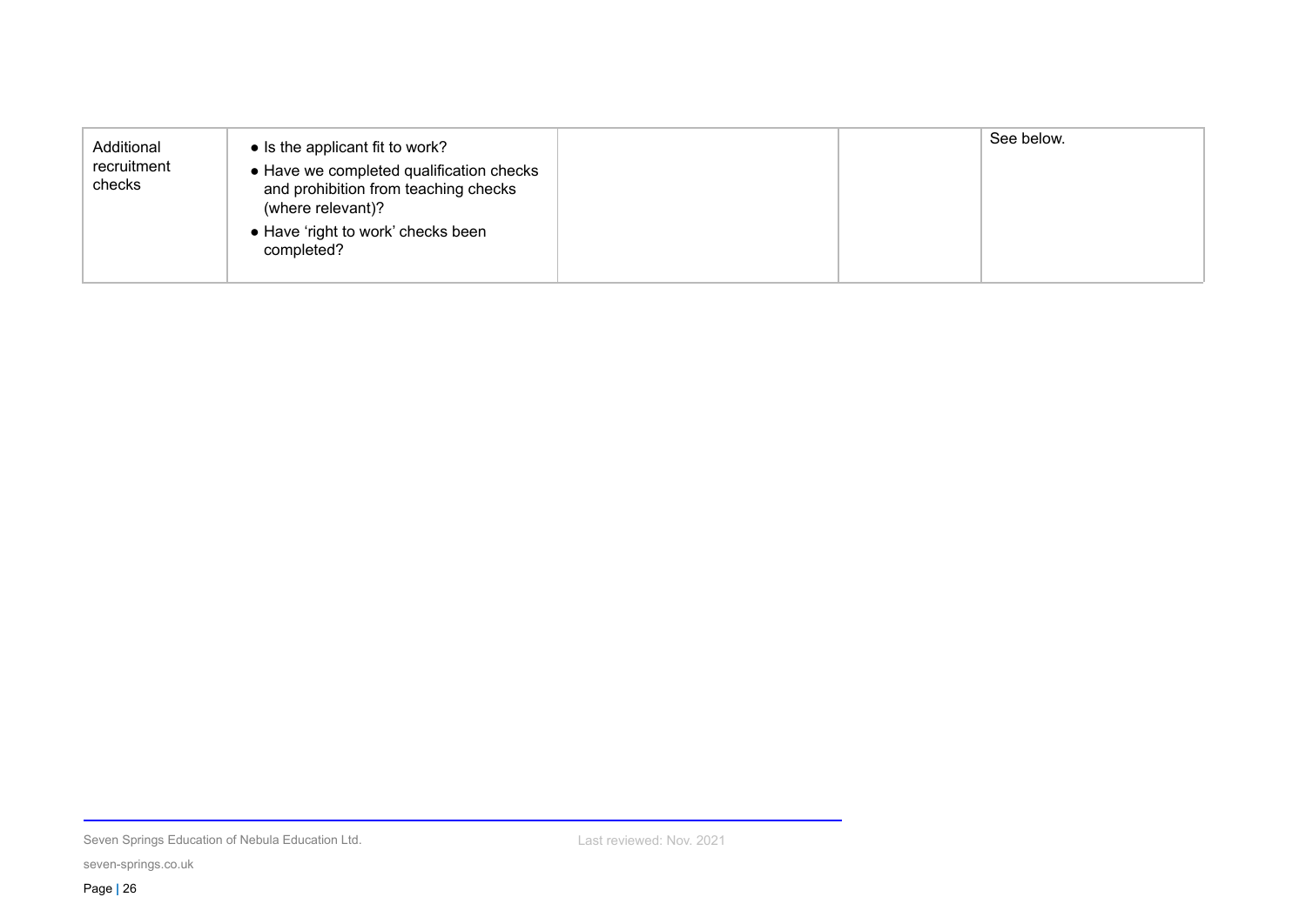| | | | | |
|---|---|---|---|---|
| Additional recruitment checks | • Is the applicant fit to work?<br>• Have we completed qualification checks and prohibition from teaching checks (where relevant)?<br>• Have 'right to work' checks been completed? | | | See below. |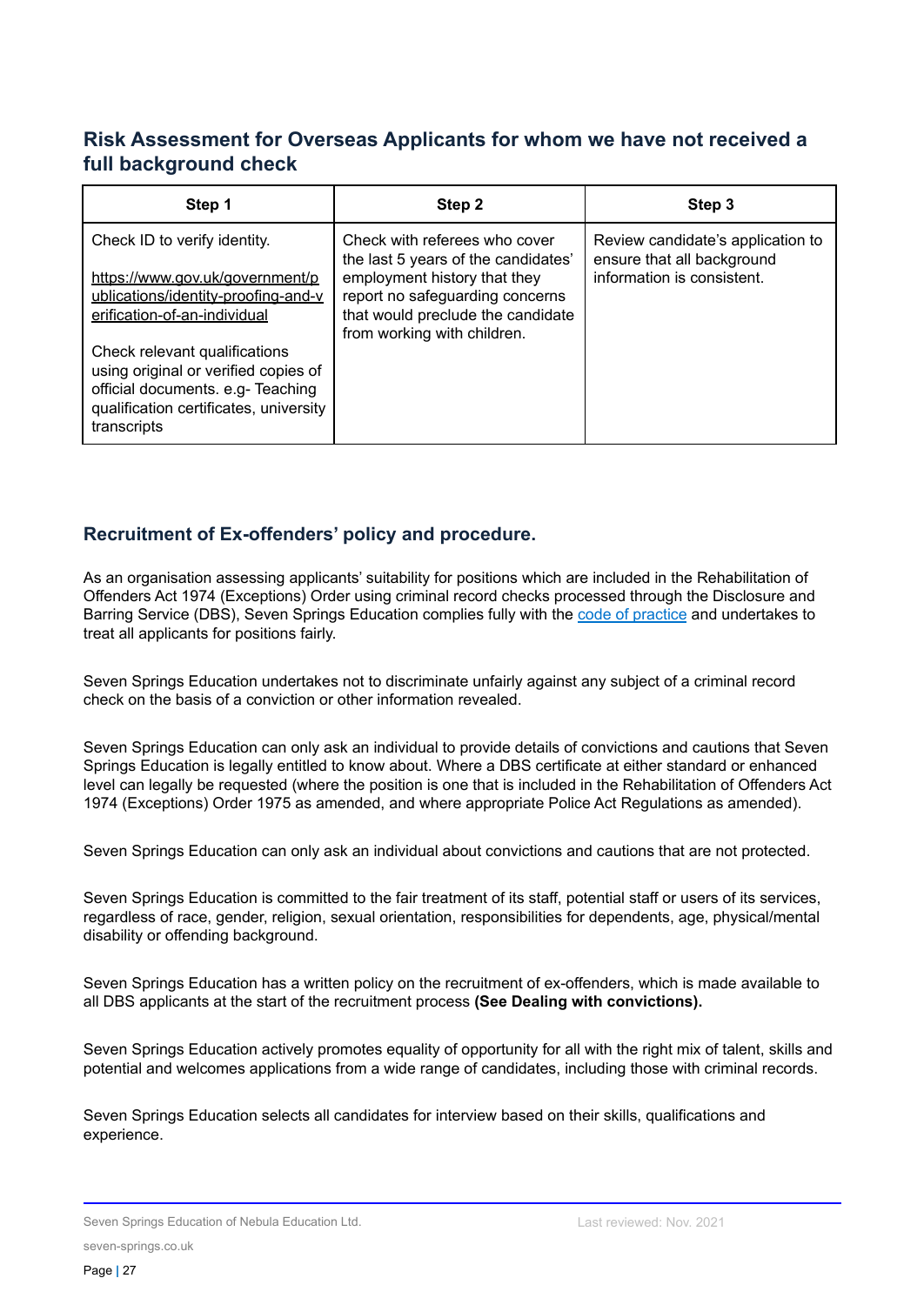## Risk Assessment for Overseas Applicants for whom we have not received a full background check

| Step 1 | Step 2 | Step 3 |
|---|---|---|
| Check ID to verify identity.<br><br>https://www.gov.uk/government/publications/identity-proofing-and-verification-of-an-individual<br><br>Check relevant qualifications using original or verified copies of official documents. e.g- Teaching qualification certificates, university transcripts | Check with referees who cover the last 5 years of the candidates' employment history that they report no safeguarding concerns that would preclude the candidate from working with children. | Review candidate's application to ensure that all background information is consistent. |

## Recruitment of Ex-offenders' policy and procedure.

As an organisation assessing applicants' suitability for positions which are included in the Rehabilitation of Offenders Act 1974 (Exceptions) Order using criminal record checks processed through the Disclosure and Barring Service (DBS), Seven Springs Education complies fully with the code of practice and undertakes to treat all applicants for positions fairly.

Seven Springs Education undertakes not to discriminate unfairly against any subject of a criminal record check on the basis of a conviction or other information revealed.

Seven Springs Education can only ask an individual to provide details of convictions and cautions that Seven Springs Education is legally entitled to know about. Where a DBS certificate at either standard or enhanced level can legally be requested (where the position is one that is included in the Rehabilitation of Offenders Act 1974 (Exceptions) Order 1975 as amended, and where appropriate Police Act Regulations as amended).

Seven Springs Education can only ask an individual about convictions and cautions that are not protected.

Seven Springs Education is committed to the fair treatment of its staff, potential staff or users of its services, regardless of race, gender, religion, sexual orientation, responsibilities for dependents, age, physical/mental disability or offending background.

Seven Springs Education has a written policy on the recruitment of ex-offenders, which is made available to all DBS applicants at the start of the recruitment process **(See Dealing with convictions).**

Seven Springs Education actively promotes equality of opportunity for all with the right mix of talent, skills and potential and welcomes applications from a wide range of candidates, including those with criminal records.

Seven Springs Education selects all candidates for interview based on their skills, qualifications and experience.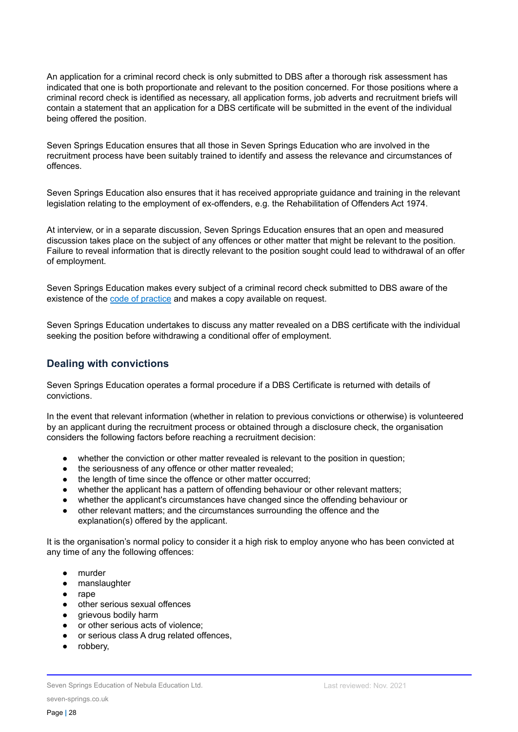An application for a criminal record check is only submitted to DBS after a thorough risk assessment has indicated that one is both proportionate and relevant to the position concerned. For those positions where a criminal record check is identified as necessary, all application forms, job adverts and recruitment briefs will contain a statement that an application for a DBS certificate will be submitted in the event of the individual being offered the position.

Seven Springs Education ensures that all those in Seven Springs Education who are involved in the recruitment process have been suitably trained to identify and assess the relevance and circumstances of offences.

Seven Springs Education also ensures that it has received appropriate guidance and training in the relevant legislation relating to the employment of ex-offenders, e.g. the Rehabilitation of Offenders Act 1974.

At interview, or in a separate discussion, Seven Springs Education ensures that an open and measured discussion takes place on the subject of any offences or other matter that might be relevant to the position. Failure to reveal information that is directly relevant to the position sought could lead to withdrawal of an offer of employment.

Seven Springs Education makes every subject of a criminal record check submitted to DBS aware of the existence of the code of practice and makes a copy available on request.

Seven Springs Education undertakes to discuss any matter revealed on a DBS certificate with the individual seeking the position before withdrawing a conditional offer of employment.

## Dealing with convictions

Seven Springs Education operates a formal procedure if a DBS Certificate is returned with details of convictions.

In the event that relevant information (whether in relation to previous convictions or otherwise) is volunteered by an applicant during the recruitment process or obtained through a disclosure check, the organisation considers the following factors before reaching a recruitment decision:

- whether the conviction or other matter revealed is relevant to the position in question;
- the seriousness of any offence or other matter revealed;
- the length of time since the offence or other matter occurred;
- whether the applicant has a pattern of offending behaviour or other relevant matters;
- whether the applicant's circumstances have changed since the offending behaviour or
- other relevant matters; and the circumstances surrounding the offence and the explanation(s) offered by the applicant.

It is the organisation's normal policy to consider it a high risk to employ anyone who has been convicted at any time of any the following offences:

- murder
- manslaughter
- rape
- other serious sexual offences
- grievous bodily harm
- or other serious acts of violence;
- or serious class A drug related offences,
- robbery,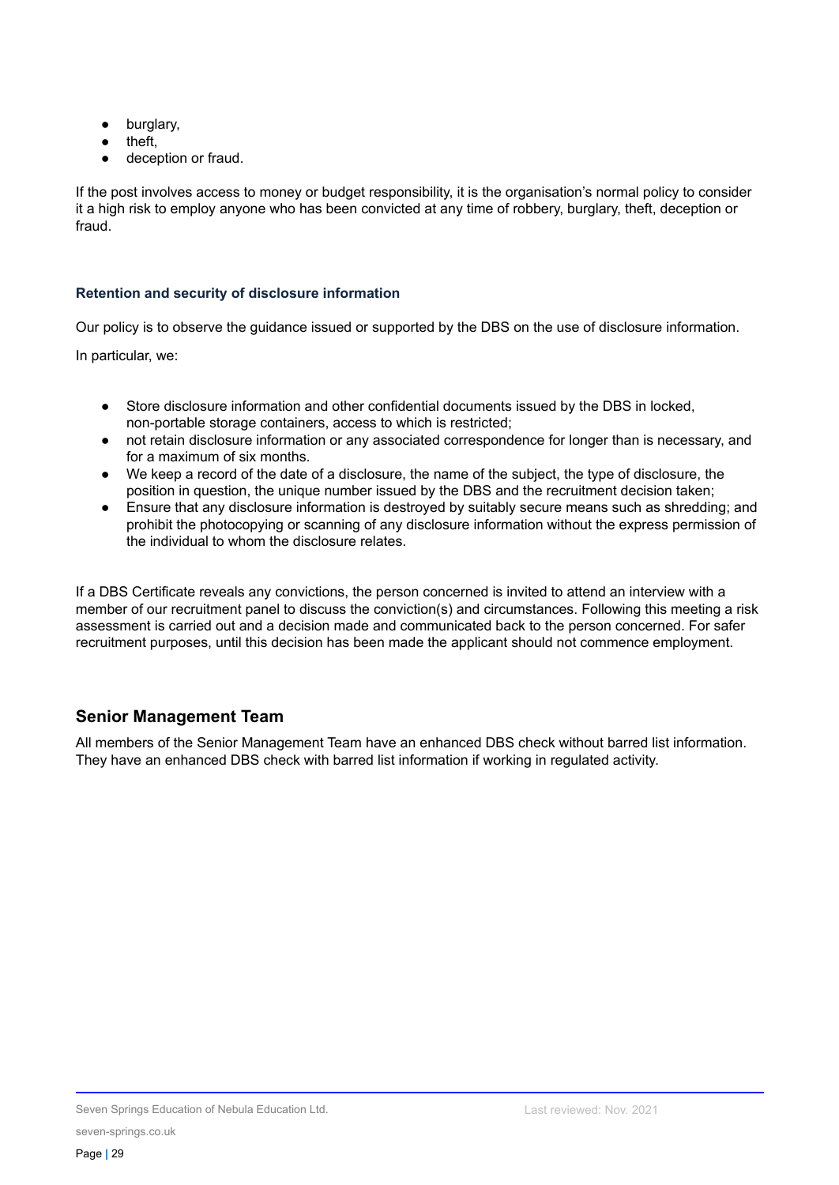- burglary,
- theft,
- deception or fraud.

If the post involves access to money or budget responsibility, it is the organisation's normal policy to consider it a high risk to employ anyone who has been convicted at any time of robbery, burglary, theft, deception or fraud.

### Retention and security of disclosure information

Our policy is to observe the guidance issued or supported by the DBS on the use of disclosure information.

In particular, we:

- Store disclosure information and other confidential documents issued by the DBS in locked, non-portable storage containers, access to which is restricted;
- not retain disclosure information or any associated correspondence for longer than is necessary, and for a maximum of six months.
- We keep a record of the date of a disclosure, the name of the subject, the type of disclosure, the position in question, the unique number issued by the DBS and the recruitment decision taken;
- Ensure that any disclosure information is destroyed by suitably secure means such as shredding; and prohibit the photocopying or scanning of any disclosure information without the express permission of the individual to whom the disclosure relates.

If a DBS Certificate reveals any convictions, the person concerned is invited to attend an interview with a member of our recruitment panel to discuss the conviction(s) and circumstances. Following this meeting a risk assessment is carried out and a decision made and communicated back to the person concerned. For safer recruitment purposes, until this decision has been made the applicant should not commence employment.

## Senior Management Team

All members of the Senior Management Team have an enhanced DBS check without barred list information. They have an enhanced DBS check with barred list information if working in regulated activity.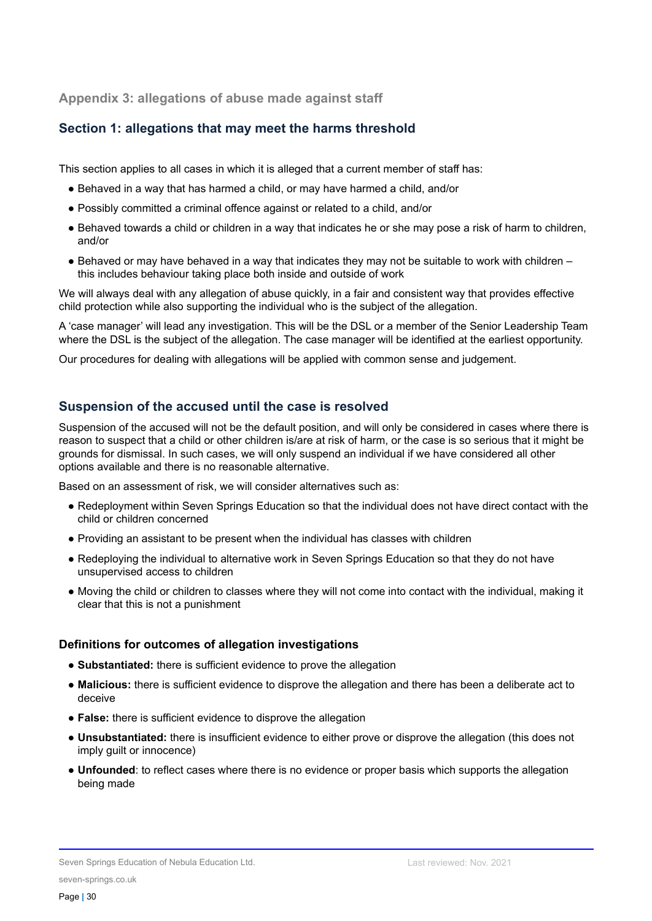## Appendix 3: allegations of abuse made against staff

### Section 1: allegations that may meet the harms threshold

This section applies to all cases in which it is alleged that a current member of staff has:

- Behaved in a way that has harmed a child, or may have harmed a child, and/or
- Possibly committed a criminal offence against or related to a child, and/or
- Behaved towards a child or children in a way that indicates he or she may pose a risk of harm to children, and/or
- Behaved or may have behaved in a way that indicates they may not be suitable to work with children – this includes behaviour taking place both inside and outside of work

We will always deal with any allegation of abuse quickly, in a fair and consistent way that provides effective child protection while also supporting the individual who is the subject of the allegation.

A 'case manager' will lead any investigation. This will be the DSL or a member of the Senior Leadership Team where the DSL is the subject of the allegation. The case manager will be identified at the earliest opportunity.

Our procedures for dealing with allegations will be applied with common sense and judgement.

### Suspension of the accused until the case is resolved

Suspension of the accused will not be the default position, and will only be considered in cases where there is reason to suspect that a child or other children is/are at risk of harm, or the case is so serious that it might be grounds for dismissal. In such cases, we will only suspend an individual if we have considered all other options available and there is no reasonable alternative.

Based on an assessment of risk, we will consider alternatives such as:

- Redeployment within Seven Springs Education so that the individual does not have direct contact with the child or children concerned
- Providing an assistant to be present when the individual has classes with children
- Redeploying the individual to alternative work in Seven Springs Education so that they do not have unsupervised access to children
- Moving the child or children to classes where they will not come into contact with the individual, making it clear that this is not a punishment

#### Definitions for outcomes of allegation investigations

- **Substantiated:** there is sufficient evidence to prove the allegation
- **Malicious:** there is sufficient evidence to disprove the allegation and there has been a deliberate act to deceive
- **False:** there is sufficient evidence to disprove the allegation
- **Unsubstantiated:** there is insufficient evidence to either prove or disprove the allegation (this does not imply guilt or innocence)
- **Unfounded**: to reflect cases where there is no evidence or proper basis which supports the allegation being made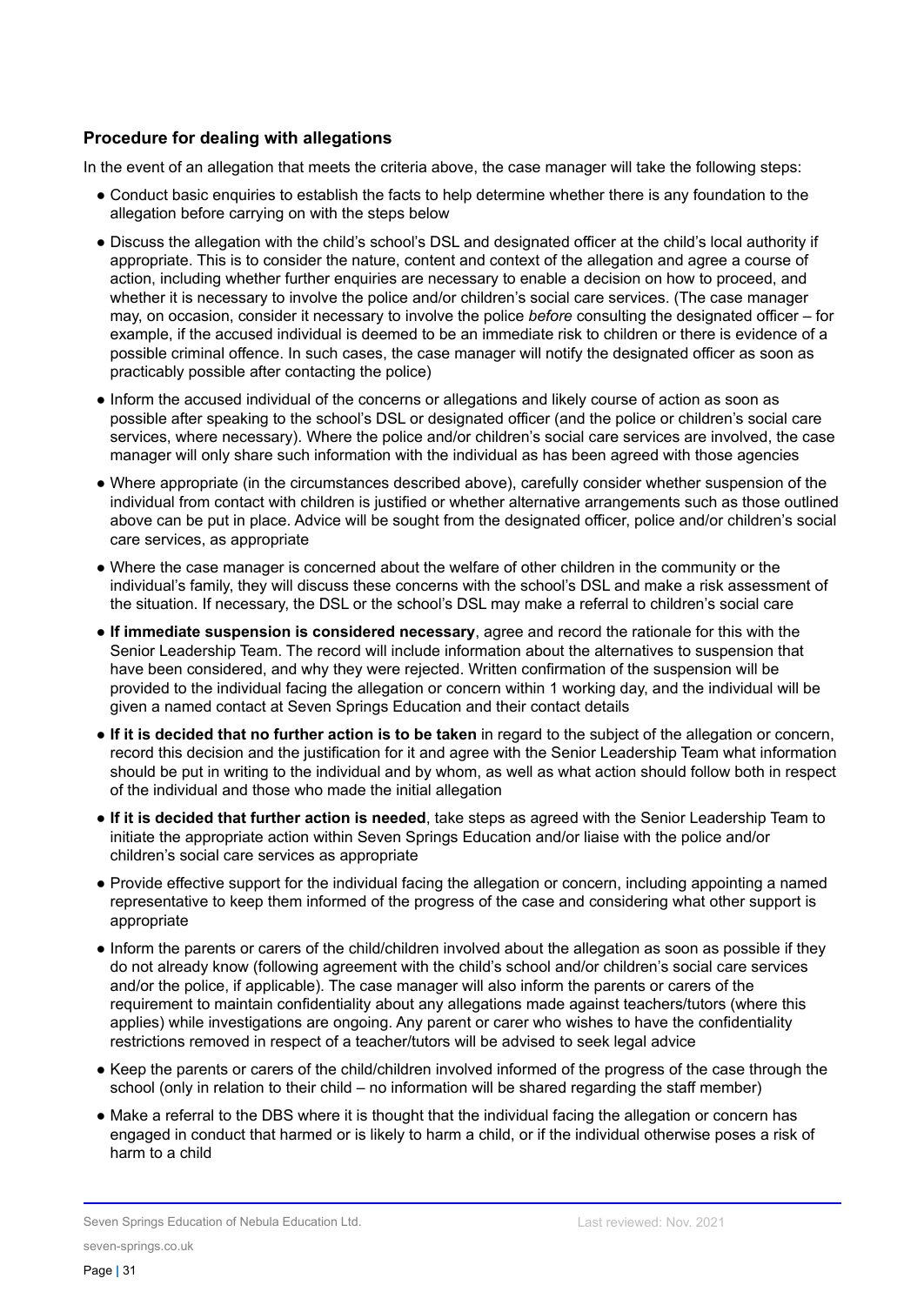### Procedure for dealing with allegations

In the event of an allegation that meets the criteria above, the case manager will take the following steps:

- Conduct basic enquiries to establish the facts to help determine whether there is any foundation to the allegation before carrying on with the steps below
- Discuss the allegation with the child's school's DSL and designated officer at the child's local authority if appropriate. This is to consider the nature, content and context of the allegation and agree a course of action, including whether further enquiries are necessary to enable a decision on how to proceed, and whether it is necessary to involve the police and/or children's social care services. (The case manager may, on occasion, consider it necessary to involve the police *before* consulting the designated officer – for example, if the accused individual is deemed to be an immediate risk to children or there is evidence of a possible criminal offence. In such cases, the case manager will notify the designated officer as soon as practicably possible after contacting the police)
- Inform the accused individual of the concerns or allegations and likely course of action as soon as possible after speaking to the school's DSL or designated officer (and the police or children's social care services, where necessary). Where the police and/or children's social care services are involved, the case manager will only share such information with the individual as has been agreed with those agencies
- Where appropriate (in the circumstances described above), carefully consider whether suspension of the individual from contact with children is justified or whether alternative arrangements such as those outlined above can be put in place. Advice will be sought from the designated officer, police and/or children's social care services, as appropriate
- Where the case manager is concerned about the welfare of other children in the community or the individual's family, they will discuss these concerns with the school's DSL and make a risk assessment of the situation. If necessary, the DSL or the school's DSL may make a referral to children's social care
- **If immediate suspension is considered necessary**, agree and record the rationale for this with the Senior Leadership Team. The record will include information about the alternatives to suspension that have been considered, and why they were rejected. Written confirmation of the suspension will be provided to the individual facing the allegation or concern within 1 working day, and the individual will be given a named contact at Seven Springs Education and their contact details
- **If it is decided that no further action is to be taken** in regard to the subject of the allegation or concern, record this decision and the justification for it and agree with the Senior Leadership Team what information should be put in writing to the individual and by whom, as well as what action should follow both in respect of the individual and those who made the initial allegation
- **If it is decided that further action is needed**, take steps as agreed with the Senior Leadership Team to initiate the appropriate action within Seven Springs Education and/or liaise with the police and/or children's social care services as appropriate
- Provide effective support for the individual facing the allegation or concern, including appointing a named representative to keep them informed of the progress of the case and considering what other support is appropriate
- Inform the parents or carers of the child/children involved about the allegation as soon as possible if they do not already know (following agreement with the child's school and/or children's social care services and/or the police, if applicable). The case manager will also inform the parents or carers of the requirement to maintain confidentiality about any allegations made against teachers/tutors (where this applies) while investigations are ongoing. Any parent or carer who wishes to have the confidentiality restrictions removed in respect of a teacher/tutors will be advised to seek legal advice
- Keep the parents or carers of the child/children involved informed of the progress of the case through the school (only in relation to their child – no information will be shared regarding the staff member)
- Make a referral to the DBS where it is thought that the individual facing the allegation or concern has engaged in conduct that harmed or is likely to harm a child, or if the individual otherwise poses a risk of harm to a child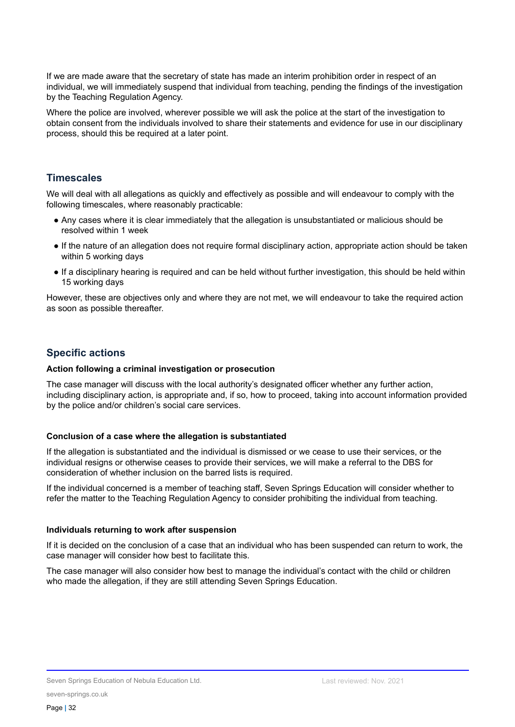If we are made aware that the secretary of state has made an interim prohibition order in respect of an individual, we will immediately suspend that individual from teaching, pending the findings of the investigation by the Teaching Regulation Agency.

Where the police are involved, wherever possible we will ask the police at the start of the investigation to obtain consent from the individuals involved to share their statements and evidence for use in our disciplinary process, should this be required at a later point.

## Timescales

We will deal with all allegations as quickly and effectively as possible and will endeavour to comply with the following timescales, where reasonably practicable:

- Any cases where it is clear immediately that the allegation is unsubstantiated or malicious should be resolved within 1 week
- If the nature of an allegation does not require formal disciplinary action, appropriate action should be taken within 5 working days
- If a disciplinary hearing is required and can be held without further investigation, this should be held within 15 working days

However, these are objectives only and where they are not met, we will endeavour to take the required action as soon as possible thereafter.

## Specific actions

**Action following a criminal investigation or prosecution**

The case manager will discuss with the local authority's designated officer whether any further action, including disciplinary action, is appropriate and, if so, how to proceed, taking into account information provided by the police and/or children's social care services.

**Conclusion of a case where the allegation is substantiated**

If the allegation is substantiated and the individual is dismissed or we cease to use their services, or the individual resigns or otherwise ceases to provide their services, we will make a referral to the DBS for consideration of whether inclusion on the barred lists is required.

If the individual concerned is a member of teaching staff, Seven Springs Education will consider whether to refer the matter to the Teaching Regulation Agency to consider prohibiting the individual from teaching.

**Individuals returning to work after suspension**

If it is decided on the conclusion of a case that an individual who has been suspended can return to work, the case manager will consider how best to facilitate this.

The case manager will also consider how best to manage the individual's contact with the child or children who made the allegation, if they are still attending Seven Springs Education.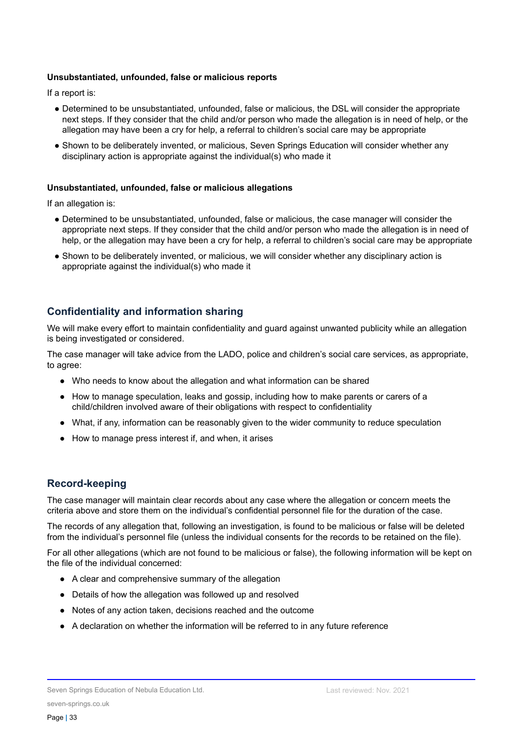**Unsubstantiated, unfounded, false or malicious reports**

If a report is:

- Determined to be unsubstantiated, unfounded, false or malicious, the DSL will consider the appropriate next steps. If they consider that the child and/or person who made the allegation is in need of help, or the allegation may have been a cry for help, a referral to children's social care may be appropriate
- Shown to be deliberately invented, or malicious, Seven Springs Education will consider whether any disciplinary action is appropriate against the individual(s) who made it

**Unsubstantiated, unfounded, false or malicious allegations**

If an allegation is:

- Determined to be unsubstantiated, unfounded, false or malicious, the case manager will consider the appropriate next steps. If they consider that the child and/or person who made the allegation is in need of help, or the allegation may have been a cry for help, a referral to children's social care may be appropriate
- Shown to be deliberately invented, or malicious, we will consider whether any disciplinary action is appropriate against the individual(s) who made it

## Confidentiality and information sharing

We will make every effort to maintain confidentiality and guard against unwanted publicity while an allegation is being investigated or considered.

The case manager will take advice from the LADO, police and children's social care services, as appropriate, to agree:

- Who needs to know about the allegation and what information can be shared
- How to manage speculation, leaks and gossip, including how to make parents or carers of a child/children involved aware of their obligations with respect to confidentiality
- What, if any, information can be reasonably given to the wider community to reduce speculation
- How to manage press interest if, and when, it arises

## Record-keeping

The case manager will maintain clear records about any case where the allegation or concern meets the criteria above and store them on the individual's confidential personnel file for the duration of the case.

The records of any allegation that, following an investigation, is found to be malicious or false will be deleted from the individual's personnel file (unless the individual consents for the records to be retained on the file).

For all other allegations (which are not found to be malicious or false), the following information will be kept on the file of the individual concerned:

- A clear and comprehensive summary of the allegation
- Details of how the allegation was followed up and resolved
- Notes of any action taken, decisions reached and the outcome
- A declaration on whether the information will be referred to in any future reference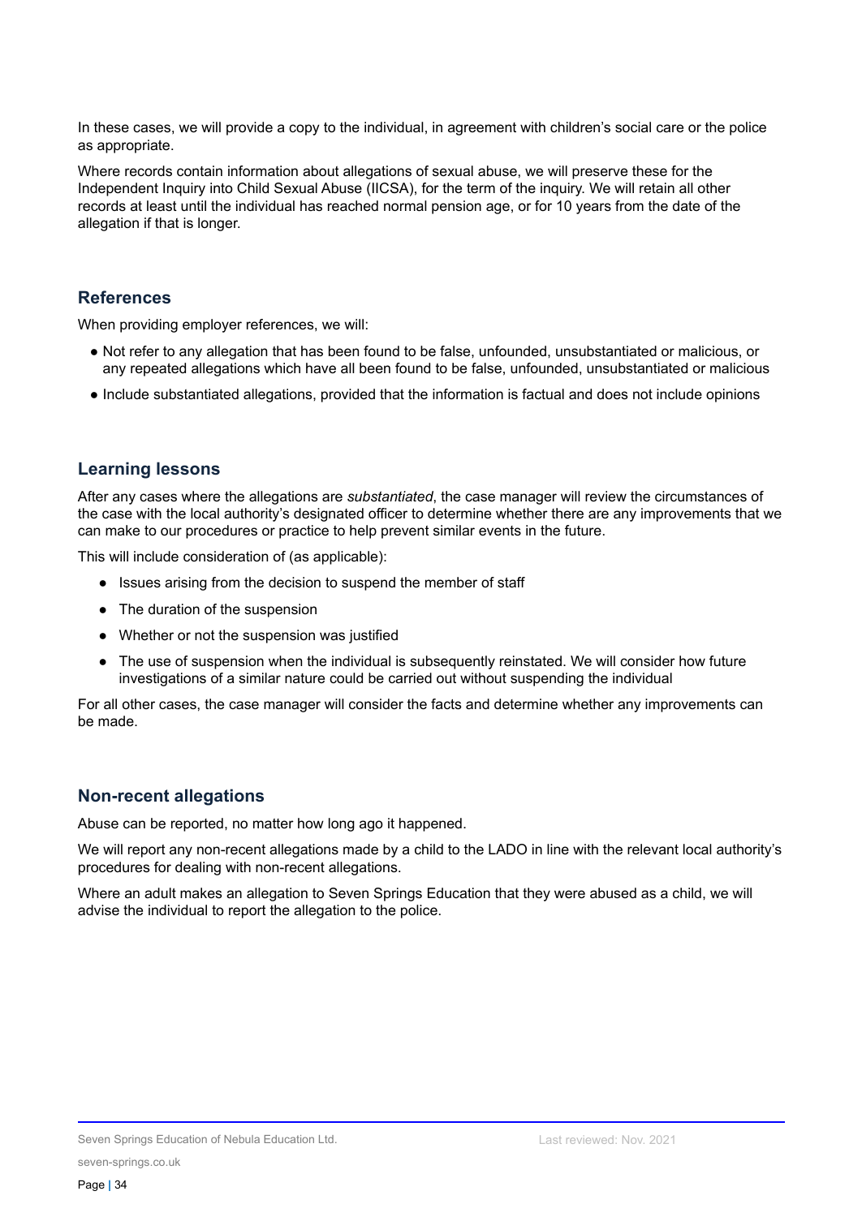In these cases, we will provide a copy to the individual, in agreement with children's social care or the police as appropriate.

Where records contain information about allegations of sexual abuse, we will preserve these for the Independent Inquiry into Child Sexual Abuse (IICSA), for the term of the inquiry. We will retain all other records at least until the individual has reached normal pension age, or for 10 years from the date of the allegation if that is longer.

## References

When providing employer references, we will:

- Not refer to any allegation that has been found to be false, unfounded, unsubstantiated or malicious, or any repeated allegations which have all been found to be false, unfounded, unsubstantiated or malicious
- Include substantiated allegations, provided that the information is factual and does not include opinions

## Learning lessons

After any cases where the allegations are *substantiated*, the case manager will review the circumstances of the case with the local authority's designated officer to determine whether there are any improvements that we can make to our procedures or practice to help prevent similar events in the future.

This will include consideration of (as applicable):

- Issues arising from the decision to suspend the member of staff
- The duration of the suspension
- Whether or not the suspension was justified
- The use of suspension when the individual is subsequently reinstated. We will consider how future investigations of a similar nature could be carried out without suspending the individual

For all other cases, the case manager will consider the facts and determine whether any improvements can be made.

## Non-recent allegations

Abuse can be reported, no matter how long ago it happened.

We will report any non-recent allegations made by a child to the LADO in line with the relevant local authority's procedures for dealing with non-recent allegations.

Where an adult makes an allegation to Seven Springs Education that they were abused as a child, we will advise the individual to report the allegation to the police.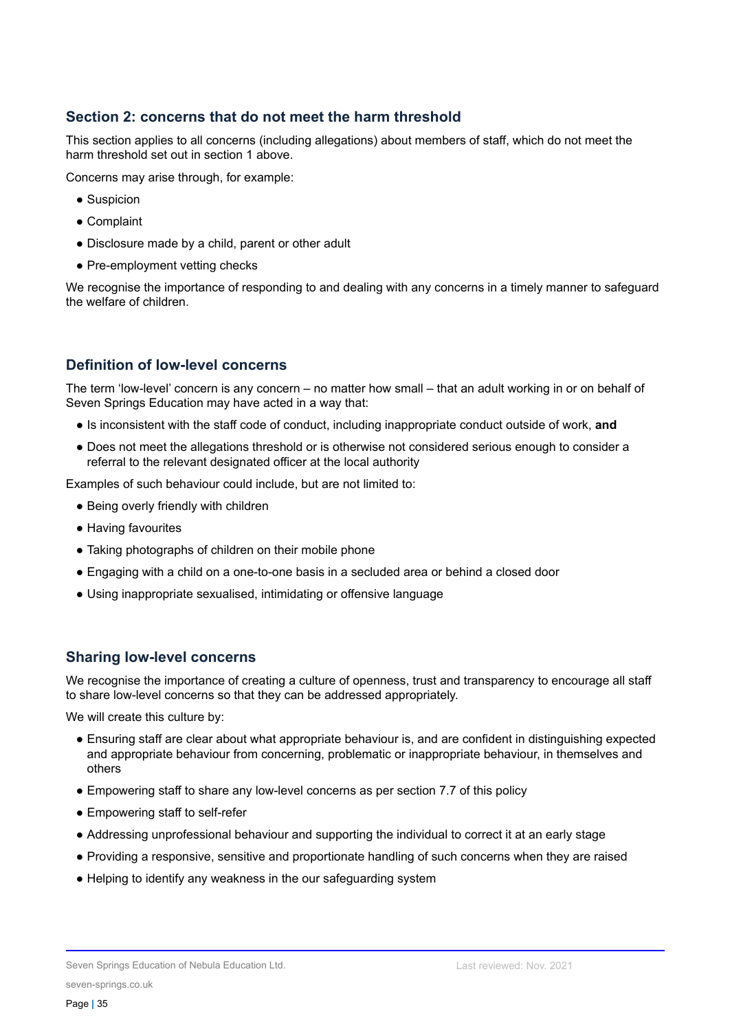## Section 2: concerns that do not meet the harm threshold

This section applies to all concerns (including allegations) about members of staff, which do not meet the harm threshold set out in section 1 above.

Concerns may arise through, for example:

- Suspicion
- Complaint
- Disclosure made by a child, parent or other adult
- Pre-employment vetting checks

We recognise the importance of responding to and dealing with any concerns in a timely manner to safeguard the welfare of children.

## Definition of low-level concerns

The term 'low-level' concern is any concern – no matter how small – that an adult working in or on behalf of Seven Springs Education may have acted in a way that:

- Is inconsistent with the staff code of conduct, including inappropriate conduct outside of work, **and**
- Does not meet the allegations threshold or is otherwise not considered serious enough to consider a referral to the relevant designated officer at the local authority

Examples of such behaviour could include, but are not limited to:

- Being overly friendly with children
- Having favourites
- Taking photographs of children on their mobile phone
- Engaging with a child on a one-to-one basis in a secluded area or behind a closed door
- Using inappropriate sexualised, intimidating or offensive language

## Sharing low-level concerns

We recognise the importance of creating a culture of openness, trust and transparency to encourage all staff to share low-level concerns so that they can be addressed appropriately.

We will create this culture by:

- Ensuring staff are clear about what appropriate behaviour is, and are confident in distinguishing expected and appropriate behaviour from concerning, problematic or inappropriate behaviour, in themselves and others
- Empowering staff to share any low-level concerns as per section 7.7 of this policy
- Empowering staff to self-refer
- Addressing unprofessional behaviour and supporting the individual to correct it at an early stage
- Providing a responsive, sensitive and proportionate handling of such concerns when they are raised
- Helping to identify any weakness in the our safeguarding system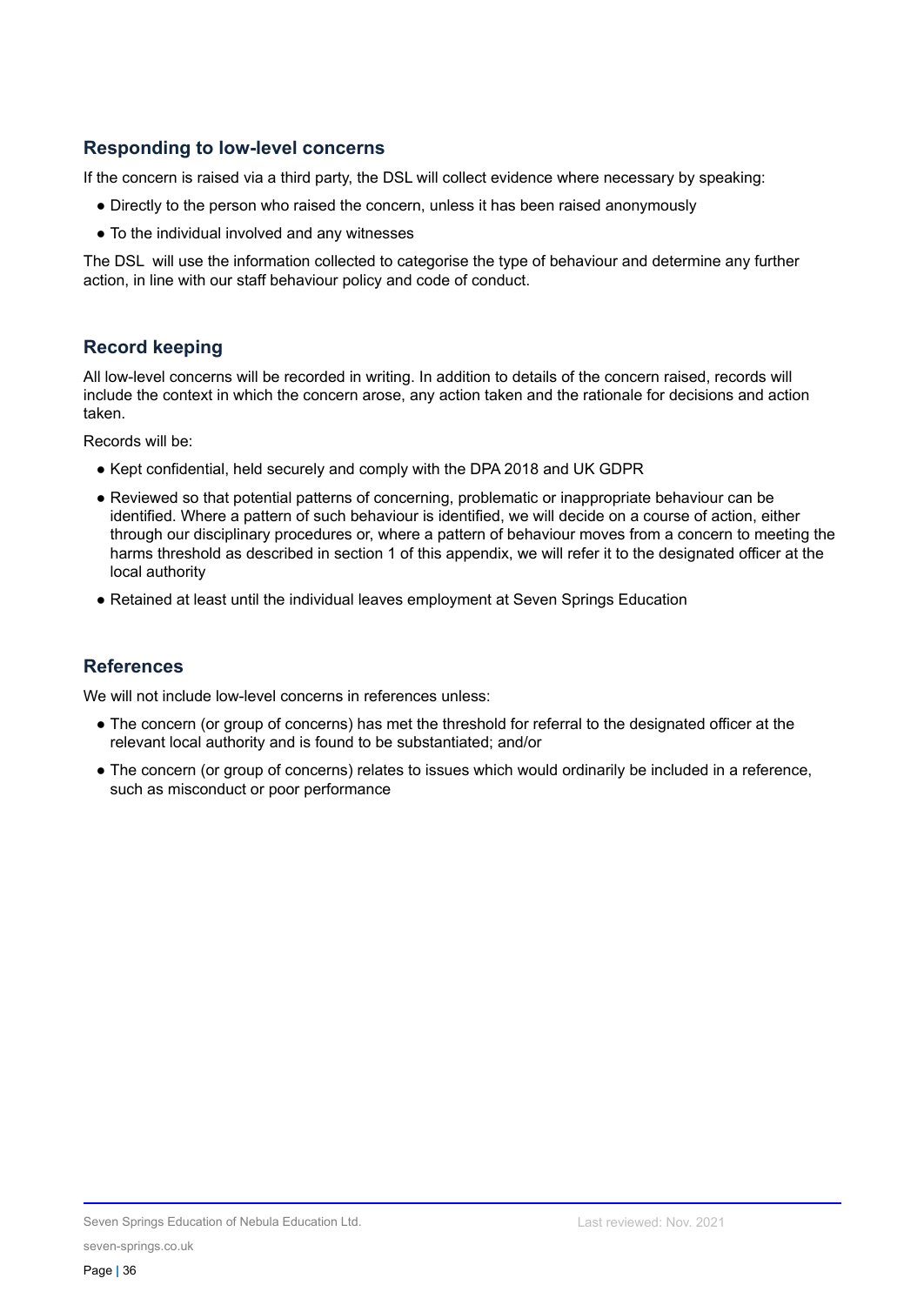## Responding to low-level concerns

If the concern is raised via a third party, the DSL will collect evidence where necessary by speaking:

- Directly to the person who raised the concern, unless it has been raised anonymously
- To the individual involved and any witnesses

The DSL will use the information collected to categorise the type of behaviour and determine any further action, in line with our staff behaviour policy and code of conduct.

## Record keeping

All low-level concerns will be recorded in writing. In addition to details of the concern raised, records will include the context in which the concern arose, any action taken and the rationale for decisions and action taken.

Records will be:

- Kept confidential, held securely and comply with the DPA 2018 and UK GDPR
- Reviewed so that potential patterns of concerning, problematic or inappropriate behaviour can be identified. Where a pattern of such behaviour is identified, we will decide on a course of action, either through our disciplinary procedures or, where a pattern of behaviour moves from a concern to meeting the harms threshold as described in section 1 of this appendix, we will refer it to the designated officer at the local authority
- Retained at least until the individual leaves employment at Seven Springs Education

## References

We will not include low-level concerns in references unless:

- The concern (or group of concerns) has met the threshold for referral to the designated officer at the relevant local authority and is found to be substantiated; and/or
- The concern (or group of concerns) relates to issues which would ordinarily be included in a reference, such as misconduct or poor performance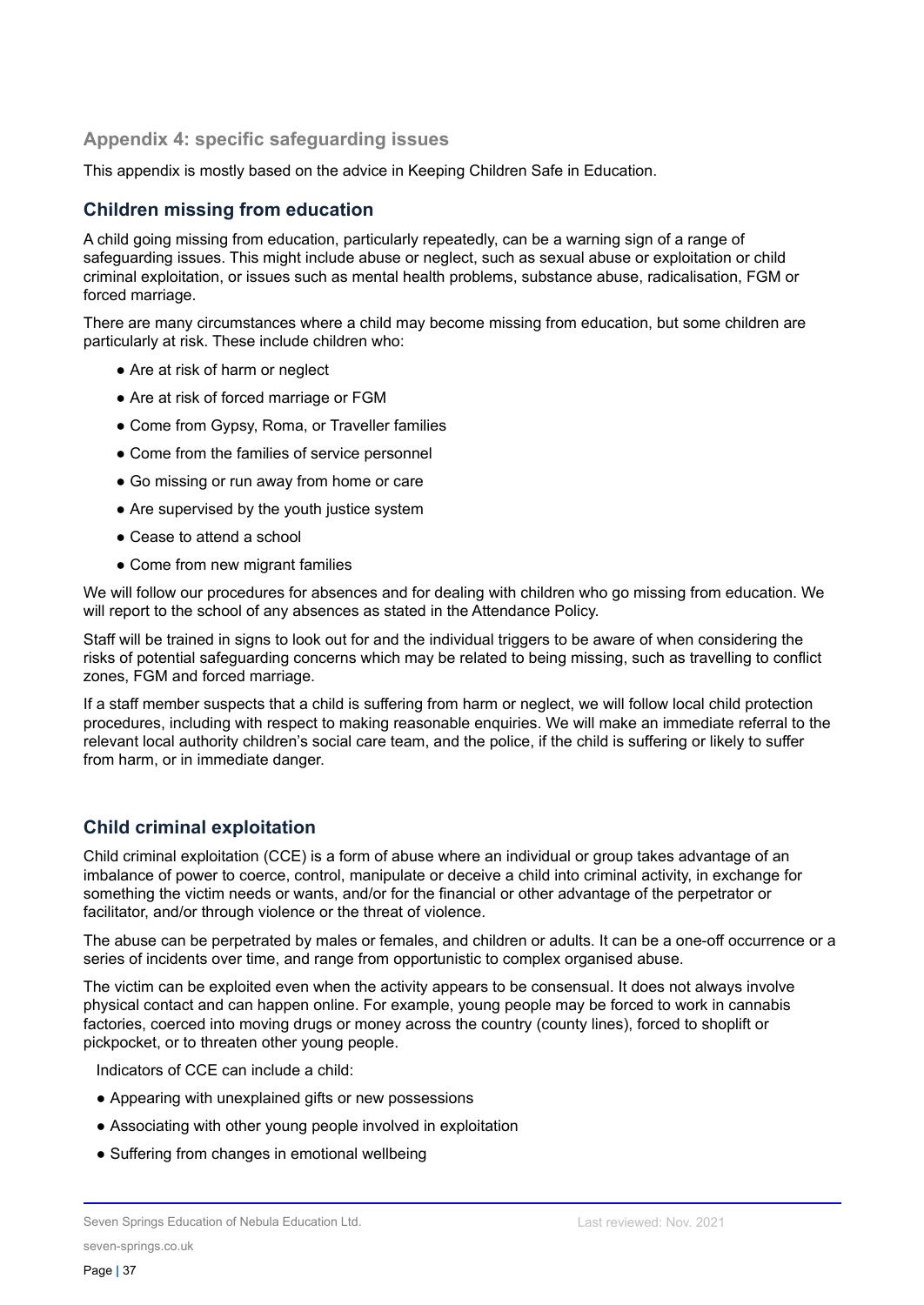## Appendix 4: specific safeguarding issues

This appendix is mostly based on the advice in Keeping Children Safe in Education.

### Children missing from education

A child going missing from education, particularly repeatedly, can be a warning sign of a range of safeguarding issues. This might include abuse or neglect, such as sexual abuse or exploitation or child criminal exploitation, or issues such as mental health problems, substance abuse, radicalisation, FGM or forced marriage.

There are many circumstances where a child may become missing from education, but some children are particularly at risk. These include children who:

- Are at risk of harm or neglect
- Are at risk of forced marriage or FGM
- Come from Gypsy, Roma, or Traveller families
- Come from the families of service personnel
- Go missing or run away from home or care
- Are supervised by the youth justice system
- Cease to attend a school
- Come from new migrant families

We will follow our procedures for absences and for dealing with children who go missing from education. We will report to the school of any absences as stated in the Attendance Policy.

Staff will be trained in signs to look out for and the individual triggers to be aware of when considering the risks of potential safeguarding concerns which may be related to being missing, such as travelling to conflict zones, FGM and forced marriage.

If a staff member suspects that a child is suffering from harm or neglect, we will follow local child protection procedures, including with respect to making reasonable enquiries. We will make an immediate referral to the relevant local authority children's social care team, and the police, if the child is suffering or likely to suffer from harm, or in immediate danger.

### Child criminal exploitation

Child criminal exploitation (CCE) is a form of abuse where an individual or group takes advantage of an imbalance of power to coerce, control, manipulate or deceive a child into criminal activity, in exchange for something the victim needs or wants, and/or for the financial or other advantage of the perpetrator or facilitator, and/or through violence or the threat of violence.

The abuse can be perpetrated by males or females, and children or adults. It can be a one-off occurrence or a series of incidents over time, and range from opportunistic to complex organised abuse.

The victim can be exploited even when the activity appears to be consensual. It does not always involve physical contact and can happen online. For example, young people may be forced to work in cannabis factories, coerced into moving drugs or money across the country (county lines), forced to shoplift or pickpocket, or to threaten other young people.

Indicators of CCE can include a child:

- Appearing with unexplained gifts or new possessions
- Associating with other young people involved in exploitation
- Suffering from changes in emotional wellbeing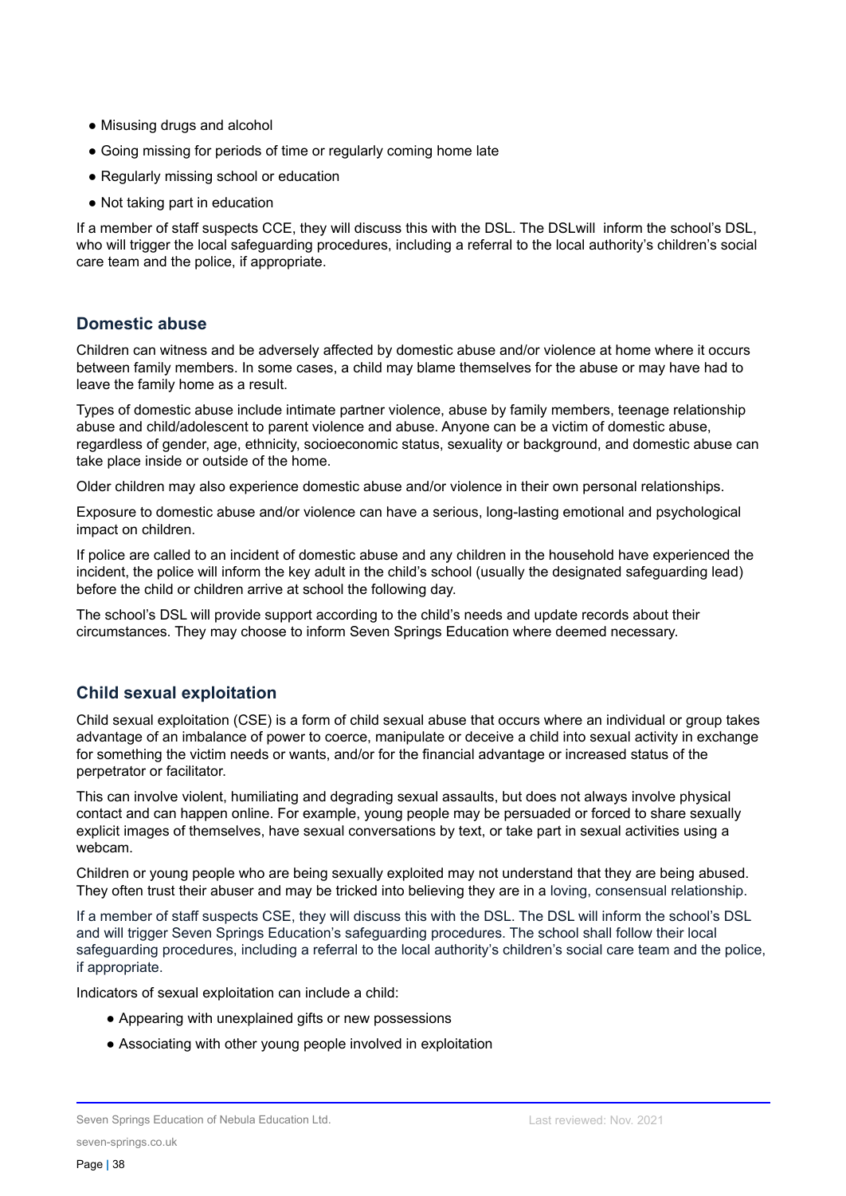- Misusing drugs and alcohol
- Going missing for periods of time or regularly coming home late
- Regularly missing school or education
- Not taking part in education

If a member of staff suspects CCE, they will discuss this with the DSL. The DSLwill inform the school's DSL, who will trigger the local safeguarding procedures, including a referral to the local authority's children's social care team and the police, if appropriate.

## Domestic abuse

Children can witness and be adversely affected by domestic abuse and/or violence at home where it occurs between family members. In some cases, a child may blame themselves for the abuse or may have had to leave the family home as a result.

Types of domestic abuse include intimate partner violence, abuse by family members, teenage relationship abuse and child/adolescent to parent violence and abuse. Anyone can be a victim of domestic abuse, regardless of gender, age, ethnicity, socioeconomic status, sexuality or background, and domestic abuse can take place inside or outside of the home.

Older children may also experience domestic abuse and/or violence in their own personal relationships.

Exposure to domestic abuse and/or violence can have a serious, long-lasting emotional and psychological impact on children.

If police are called to an incident of domestic abuse and any children in the household have experienced the incident, the police will inform the key adult in the child's school (usually the designated safeguarding lead) before the child or children arrive at school the following day.

The school's DSL will provide support according to the child's needs and update records about their circumstances. They may choose to inform Seven Springs Education where deemed necessary.

## Child sexual exploitation

Child sexual exploitation (CSE) is a form of child sexual abuse that occurs where an individual or group takes advantage of an imbalance of power to coerce, manipulate or deceive a child into sexual activity in exchange for something the victim needs or wants, and/or for the financial advantage or increased status of the perpetrator or facilitator.

This can involve violent, humiliating and degrading sexual assaults, but does not always involve physical contact and can happen online. For example, young people may be persuaded or forced to share sexually explicit images of themselves, have sexual conversations by text, or take part in sexual activities using a webcam.

Children or young people who are being sexually exploited may not understand that they are being abused. They often trust their abuser and may be tricked into believing they are in a loving, consensual relationship.

If a member of staff suspects CSE, they will discuss this with the DSL. The DSL will inform the school's DSL and will trigger Seven Springs Education's safeguarding procedures. The school shall follow their local safeguarding procedures, including a referral to the local authority's children's social care team and the police, if appropriate.

Indicators of sexual exploitation can include a child:

- Appearing with unexplained gifts or new possessions
- Associating with other young people involved in exploitation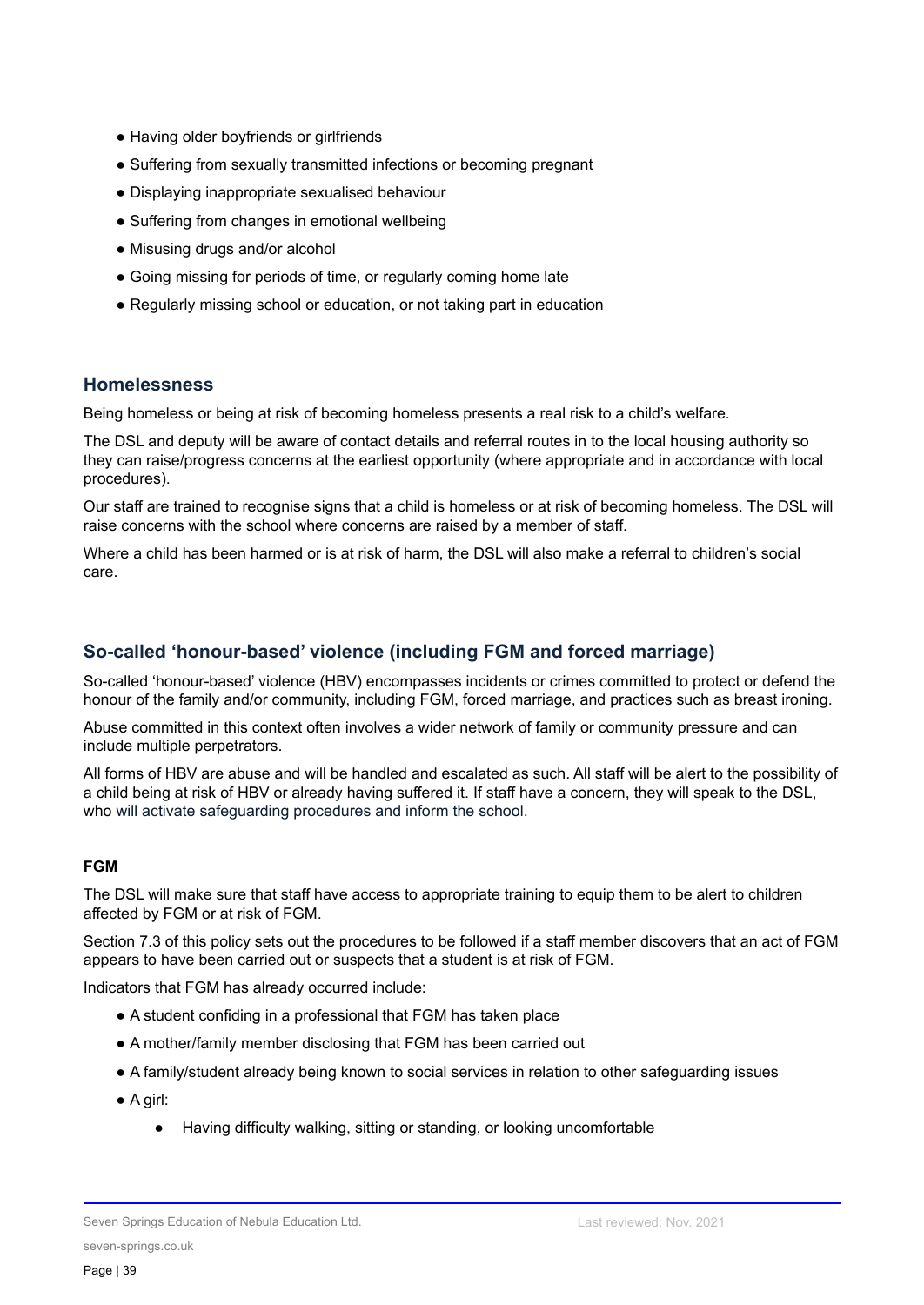- Having older boyfriends or girlfriends
- Suffering from sexually transmitted infections or becoming pregnant
- Displaying inappropriate sexualised behaviour
- Suffering from changes in emotional wellbeing
- Misusing drugs and/or alcohol
- Going missing for periods of time, or regularly coming home late
- Regularly missing school or education, or not taking part in education

## Homelessness

Being homeless or being at risk of becoming homeless presents a real risk to a child's welfare.

The DSL and deputy will be aware of contact details and referral routes in to the local housing authority so they can raise/progress concerns at the earliest opportunity (where appropriate and in accordance with local procedures).

Our staff are trained to recognise signs that a child is homeless or at risk of becoming homeless. The DSL will raise concerns with the school where concerns are raised by a member of staff.

Where a child has been harmed or is at risk of harm, the DSL will also make a referral to children's social care.

## So-called 'honour-based' violence (including FGM and forced marriage)

So-called 'honour-based' violence (HBV) encompasses incidents or crimes committed to protect or defend the honour of the family and/or community, including FGM, forced marriage, and practices such as breast ironing.

Abuse committed in this context often involves a wider network of family or community pressure and can include multiple perpetrators.

All forms of HBV are abuse and will be handled and escalated as such. All staff will be alert to the possibility of a child being at risk of HBV or already having suffered it. If staff have a concern, they will speak to the DSL, who will activate safeguarding procedures and inform the school.

### FGM

The DSL will make sure that staff have access to appropriate training to equip them to be alert to children affected by FGM or at risk of FGM.

Section 7.3 of this policy sets out the procedures to be followed if a staff member discovers that an act of FGM appears to have been carried out or suspects that a student is at risk of FGM.

Indicators that FGM has already occurred include:

- A student confiding in a professional that FGM has taken place
- A mother/family member disclosing that FGM has been carried out
- A family/student already being known to social services in relation to other safeguarding issues
- A girl:
    - Having difficulty walking, sitting or standing, or looking uncomfortable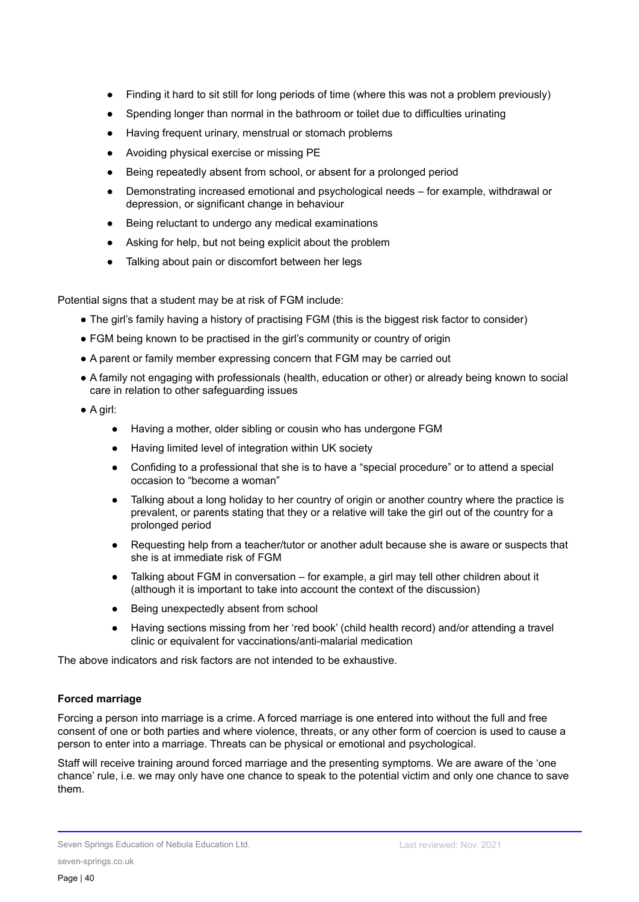- Finding it hard to sit still for long periods of time (where this was not a problem previously)
- Spending longer than normal in the bathroom or toilet due to difficulties urinating
- Having frequent urinary, menstrual or stomach problems
- Avoiding physical exercise or missing PE
- Being repeatedly absent from school, or absent for a prolonged period
- Demonstrating increased emotional and psychological needs – for example, withdrawal or depression, or significant change in behaviour
- Being reluctant to undergo any medical examinations
- Asking for help, but not being explicit about the problem
- Talking about pain or discomfort between her legs

Potential signs that a student may be at risk of FGM include:

- The girl's family having a history of practising FGM (this is the biggest risk factor to consider)
- FGM being known to be practised in the girl's community or country of origin
- A parent or family member expressing concern that FGM may be carried out
- A family not engaging with professionals (health, education or other) or already being known to social care in relation to other safeguarding issues
- A girl:
    - Having a mother, older sibling or cousin who has undergone FGM
    - Having limited level of integration within UK society
    - Confiding to a professional that she is to have a "special procedure" or to attend a special occasion to "become a woman"
    - Talking about a long holiday to her country of origin or another country where the practice is prevalent, or parents stating that they or a relative will take the girl out of the country for a prolonged period
    - Requesting help from a teacher/tutor or another adult because she is aware or suspects that she is at immediate risk of FGM
    - Talking about FGM in conversation – for example, a girl may tell other children about it (although it is important to take into account the context of the discussion)
    - Being unexpectedly absent from school
    - Having sections missing from her 'red book' (child health record) and/or attending a travel clinic or equivalent for vaccinations/anti-malarial medication

The above indicators and risk factors are not intended to be exhaustive.

**Forced marriage**

Forcing a person into marriage is a crime. A forced marriage is one entered into without the full and free consent of one or both parties and where violence, threats, or any other form of coercion is used to cause a person to enter into a marriage. Threats can be physical or emotional and psychological.

Staff will receive training around forced marriage and the presenting symptoms. We are aware of the 'one chance' rule, i.e. we may only have one chance to speak to the potential victim and only one chance to save them.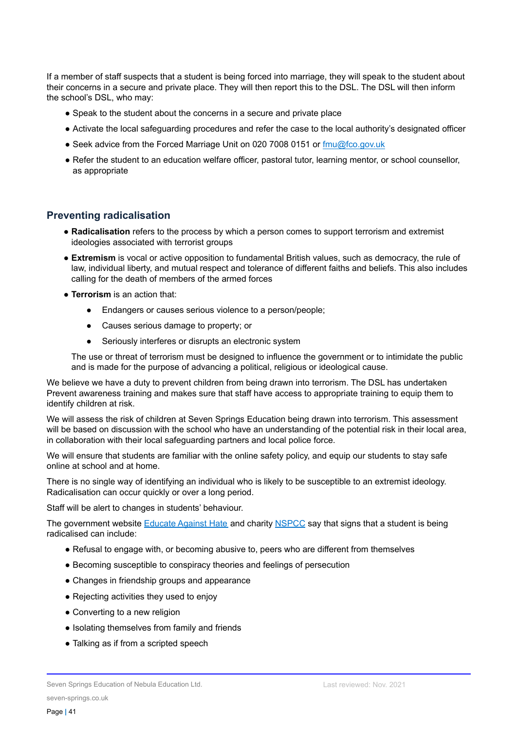If a member of staff suspects that a student is being forced into marriage, they will speak to the student about their concerns in a secure and private place. They will then report this to the DSL. The DSL will then inform the school's DSL, who may:

- Speak to the student about the concerns in a secure and private place
- Activate the local safeguarding procedures and refer the case to the local authority's designated officer
- Seek advice from the Forced Marriage Unit on 020 7008 0151 or [fmu@fco.gov.uk](mailto:fmu@fco.gov.uk)
- Refer the student to an education welfare officer, pastoral tutor, learning mentor, or school counsellor, as appropriate

## Preventing radicalisation

- **Radicalisation** refers to the process by which a person comes to support terrorism and extremist ideologies associated with terrorist groups
- **Extremism** is vocal or active opposition to fundamental British values, such as democracy, the rule of law, individual liberty, and mutual respect and tolerance of different faiths and beliefs. This also includes calling for the death of members of the armed forces
- **Terrorism** is an action that:
  - Endangers or causes serious violence to a person/people;
  - Causes serious damage to property; or
  - Seriously interferes or disrupts an electronic system

  The use or threat of terrorism must be designed to influence the government or to intimidate the public and is made for the purpose of advancing a political, religious or ideological cause.

We believe we have a duty to prevent children from being drawn into terrorism. The DSL has undertaken Prevent awareness training and makes sure that staff have access to appropriate training to equip them to identify children at risk.

We will assess the risk of children at Seven Springs Education being drawn into terrorism. This assessment will be based on discussion with the school who have an understanding of the potential risk in their local area, in collaboration with their local safeguarding partners and local police force.

We will ensure that students are familiar with the online safety policy, and equip our students to stay safe online at school and at home.

There is no single way of identifying an individual who is likely to be susceptible to an extremist ideology. Radicalisation can occur quickly or over a long period.

Staff will be alert to changes in students' behaviour.

The government website [Educate Against Hate](https://educateagainsthate.com) and charity [NSPCC](https://www.nspcc.org.uk) say that signs that a student is being radicalised can include:

- Refusal to engage with, or becoming abusive to, peers who are different from themselves
- Becoming susceptible to conspiracy theories and feelings of persecution
- Changes in friendship groups and appearance
- Rejecting activities they used to enjoy
- Converting to a new religion
- Isolating themselves from family and friends
- Talking as if from a scripted speech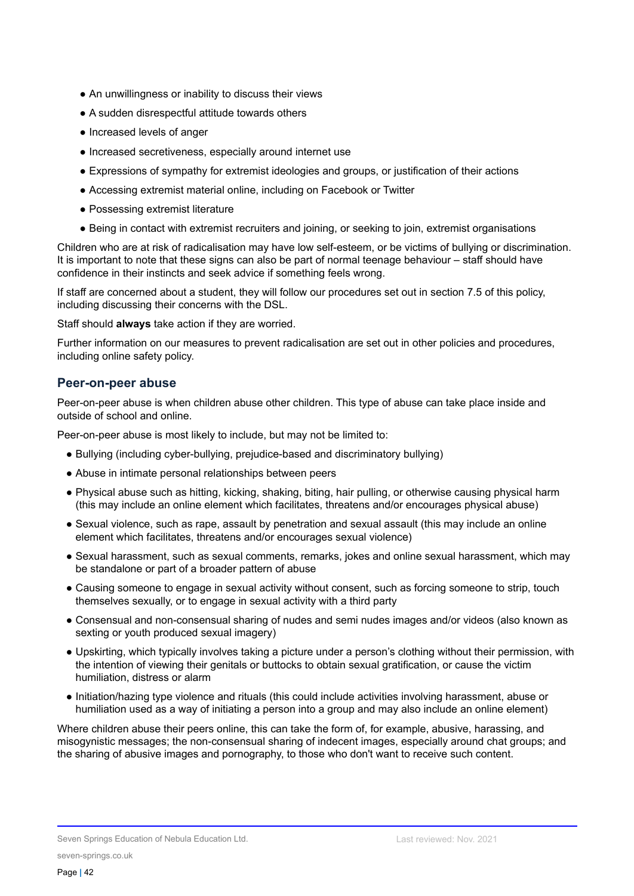- An unwillingness or inability to discuss their views
- A sudden disrespectful attitude towards others
- Increased levels of anger
- Increased secretiveness, especially around internet use
- Expressions of sympathy for extremist ideologies and groups, or justification of their actions
- Accessing extremist material online, including on Facebook or Twitter
- Possessing extremist literature
- Being in contact with extremist recruiters and joining, or seeking to join, extremist organisations

Children who are at risk of radicalisation may have low self-esteem, or be victims of bullying or discrimination. It is important to note that these signs can also be part of normal teenage behaviour – staff should have confidence in their instincts and seek advice if something feels wrong.

If staff are concerned about a student, they will follow our procedures set out in section 7.5 of this policy, including discussing their concerns with the DSL.

Staff should **always** take action if they are worried.

Further information on our measures to prevent radicalisation are set out in other policies and procedures, including online safety policy.

## Peer-on-peer abuse

Peer-on-peer abuse is when children abuse other children. This type of abuse can take place inside and outside of school and online.

Peer-on-peer abuse is most likely to include, but may not be limited to:

- Bullying (including cyber-bullying, prejudice-based and discriminatory bullying)
- Abuse in intimate personal relationships between peers
- Physical abuse such as hitting, kicking, shaking, biting, hair pulling, or otherwise causing physical harm (this may include an online element which facilitates, threatens and/or encourages physical abuse)
- Sexual violence, such as rape, assault by penetration and sexual assault (this may include an online element which facilitates, threatens and/or encourages sexual violence)
- Sexual harassment, such as sexual comments, remarks, jokes and online sexual harassment, which may be standalone or part of a broader pattern of abuse
- Causing someone to engage in sexual activity without consent, such as forcing someone to strip, touch themselves sexually, or to engage in sexual activity with a third party
- Consensual and non-consensual sharing of nudes and semi nudes images and/or videos (also known as sexting or youth produced sexual imagery)
- Upskirting, which typically involves taking a picture under a person's clothing without their permission, with the intention of viewing their genitals or buttocks to obtain sexual gratification, or cause the victim humiliation, distress or alarm
- Initiation/hazing type violence and rituals (this could include activities involving harassment, abuse or humiliation used as a way of initiating a person into a group and may also include an online element)

Where children abuse their peers online, this can take the form of, for example, abusive, harassing, and misogynistic messages; the non-consensual sharing of indecent images, especially around chat groups; and the sharing of abusive images and pornography, to those who don't want to receive such content.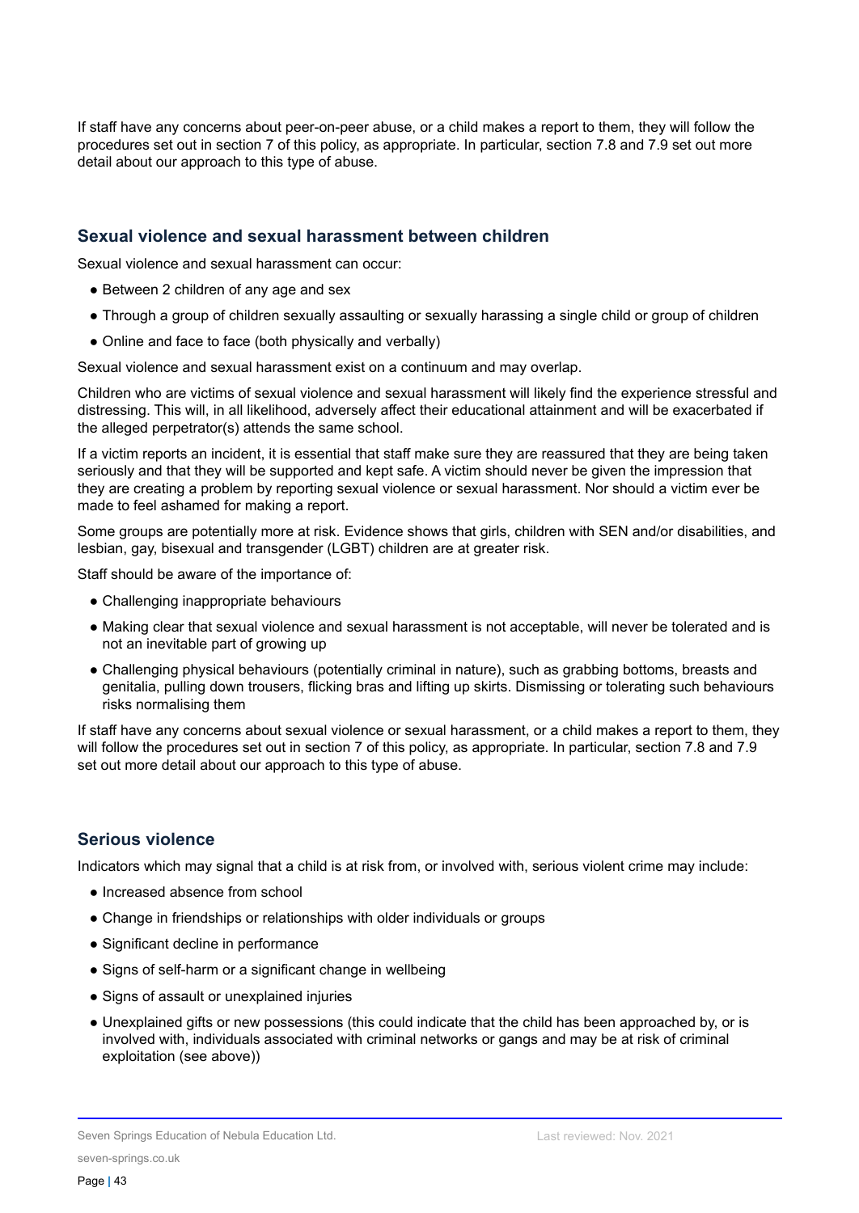If staff have any concerns about peer-on-peer abuse, or a child makes a report to them, they will follow the procedures set out in section 7 of this policy, as appropriate. In particular, section 7.8 and 7.9 set out more detail about our approach to this type of abuse.

## Sexual violence and sexual harassment between children

Sexual violence and sexual harassment can occur:

- Between 2 children of any age and sex
- Through a group of children sexually assaulting or sexually harassing a single child or group of children
- Online and face to face (both physically and verbally)

Sexual violence and sexual harassment exist on a continuum and may overlap.

Children who are victims of sexual violence and sexual harassment will likely find the experience stressful and distressing. This will, in all likelihood, adversely affect their educational attainment and will be exacerbated if the alleged perpetrator(s) attends the same school.

If a victim reports an incident, it is essential that staff make sure they are reassured that they are being taken seriously and that they will be supported and kept safe. A victim should never be given the impression that they are creating a problem by reporting sexual violence or sexual harassment. Nor should a victim ever be made to feel ashamed for making a report.

Some groups are potentially more at risk. Evidence shows that girls, children with SEN and/or disabilities, and lesbian, gay, bisexual and transgender (LGBT) children are at greater risk.

Staff should be aware of the importance of:

- Challenging inappropriate behaviours
- Making clear that sexual violence and sexual harassment is not acceptable, will never be tolerated and is not an inevitable part of growing up
- Challenging physical behaviours (potentially criminal in nature), such as grabbing bottoms, breasts and genitalia, pulling down trousers, flicking bras and lifting up skirts. Dismissing or tolerating such behaviours risks normalising them

If staff have any concerns about sexual violence or sexual harassment, or a child makes a report to them, they will follow the procedures set out in section 7 of this policy, as appropriate. In particular, section 7.8 and 7.9 set out more detail about our approach to this type of abuse.

## Serious violence

Indicators which may signal that a child is at risk from, or involved with, serious violent crime may include:

- Increased absence from school
- Change in friendships or relationships with older individuals or groups
- Significant decline in performance
- Signs of self-harm or a significant change in wellbeing
- Signs of assault or unexplained injuries
- Unexplained gifts or new possessions (this could indicate that the child has been approached by, or is involved with, individuals associated with criminal networks or gangs and may be at risk of criminal exploitation (see above))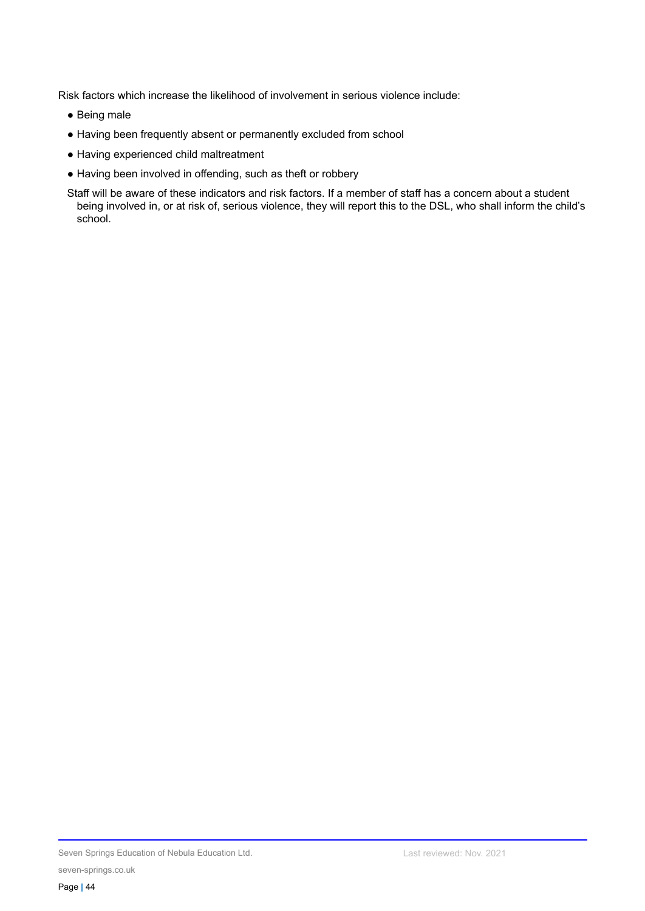Risk factors which increase the likelihood of involvement in serious violence include:

- Being male
- Having been frequently absent or permanently excluded from school
- Having experienced child maltreatment
- Having been involved in offending, such as theft or robbery

Staff will be aware of these indicators and risk factors. If a member of staff has a concern about a student being involved in, or at risk of, serious violence, they will report this to the DSL, who shall inform the child's school.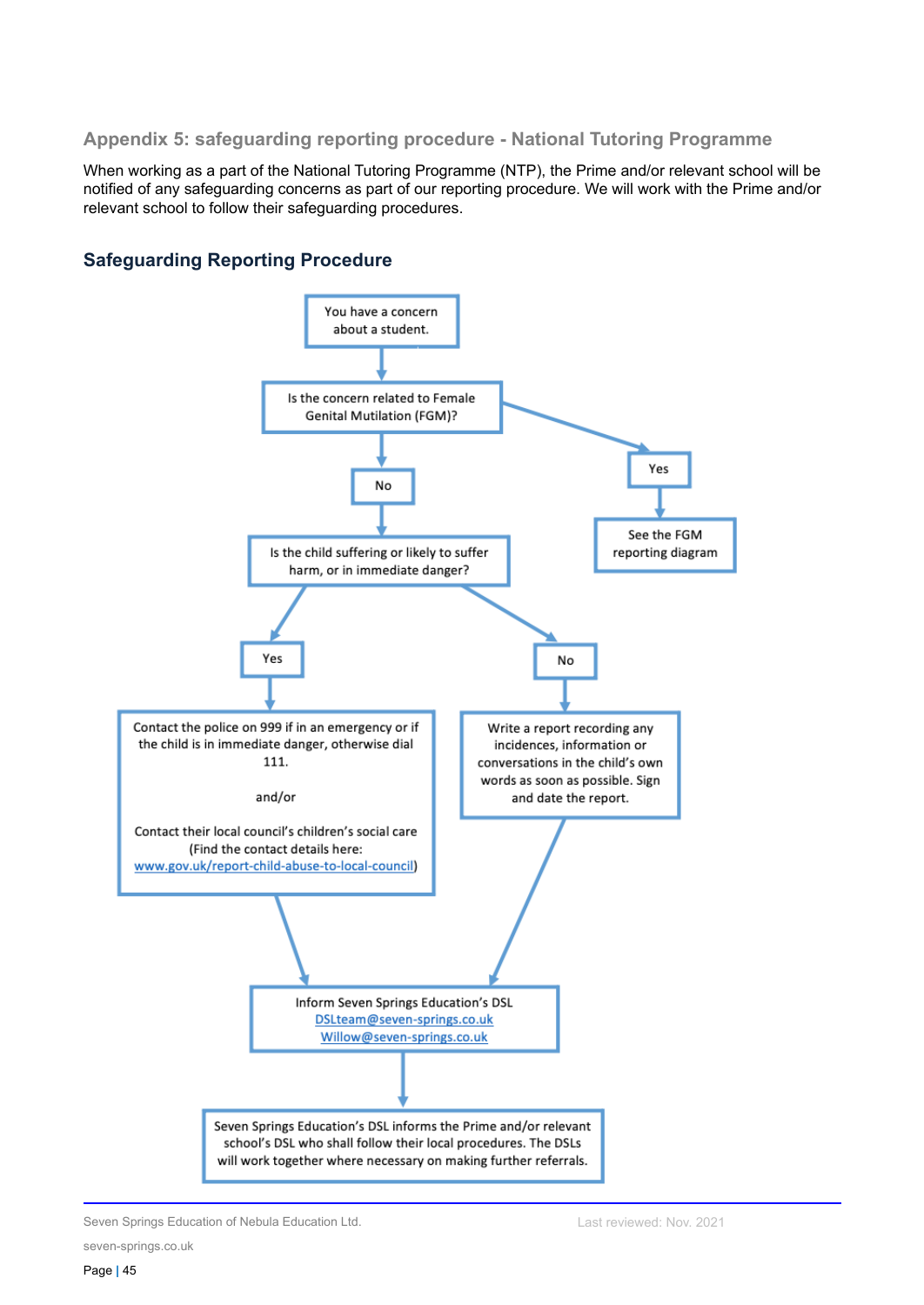## Appendix 5: safeguarding reporting procedure - National Tutoring Programme

When working as a part of the National Tutoring Programme (NTP), the Prime and/or relevant school will be notified of any safeguarding concerns as part of our reporting procedure. We will work with the Prime and/or relevant school to follow their safeguarding procedures.

### Safeguarding Reporting Procedure

You have a concern about a student.

↓

Is the concern related to Female Genital Mutilation (FGM)?

- **Yes** → See the FGM reporting diagram
- **No** ↓

Is the child suffering or likely to suffer harm, or in immediate danger?

- **Yes** → Contact the police on 999 if in an emergency or if the child is in immediate danger, otherwise dial 111.

  and/or

  Contact their local council's children's social care (Find the contact details here: www.gov.uk/report-child-abuse-to-local-council)

- **No** → Write a report recording any incidences, information or conversations in the child's own words as soon as possible. Sign and date the report.

↓

Inform Seven Springs Education's DSL
DSLteam@seven-springs.co.uk
Willow@seven-springs.co.uk

↓

Seven Springs Education's DSL informs the Prime and/or relevant school's DSL who shall follow their local procedures. The DSLs will work together where necessary on making further referrals.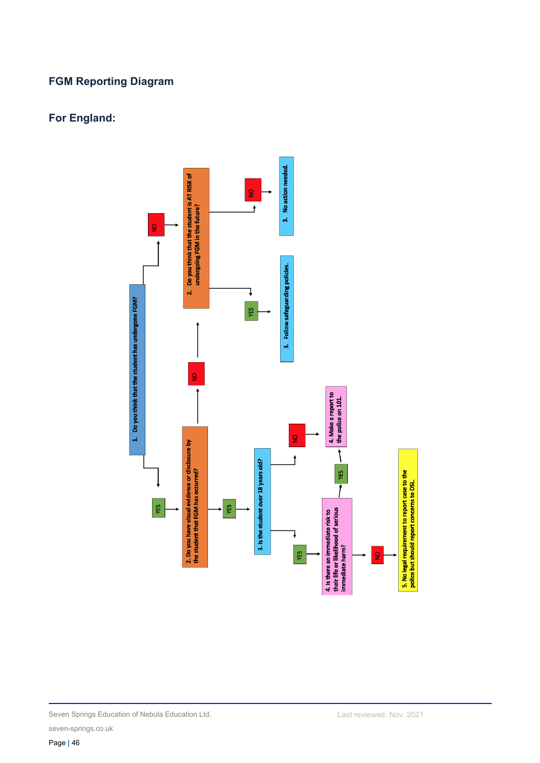## FGM Reporting Diagram

## For England:

1. Do you think that the student has undergone FGM?
   - **YES** → 2. Do you have visual evidence or disclosure by the student that FGM has occurred?
     - **YES** → 3. Is the student over 18 years old?
       - **YES** → 4. Is there an immediate risk to their life or likelihood of serious immediate harm?
         - **YES** → 4. Make a report to the police on 101.
         - **NO** → 5. No legal requirement to report case to the police but should report concerns to DSL.
       - **NO** → 4. Make a report to the police on 101.
     - **NO** → 2. Do you think that the student is AT RISK of undergoing FGM in the future?
   - **NO** → 2. Do you think that the student is AT RISK of undergoing FGM in the future?
     - **YES** → 3. Follow safeguarding policies.
     - **NO** → 3. No action needed.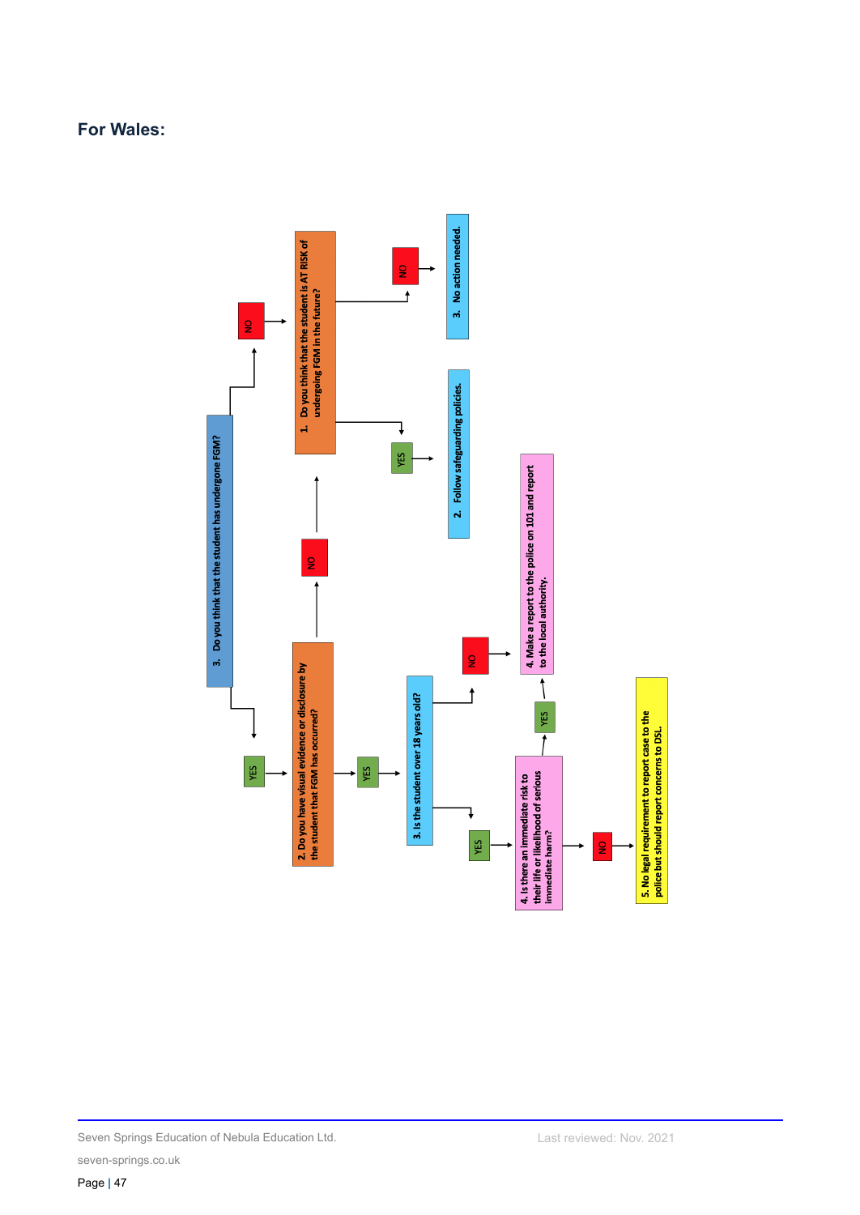## For Wales:

3. Do you think that the student has undergone FGM?

YES

2. Do you have visual evidence or disclosure by the student that FGM has occurred?

NO

1. Do you think that the student is AT RISK of undergoing FGM in the future?

YES

2. Follow safeguarding policies.

NO

3. No action needed.

YES

3. Is the student over 18 years old?

NO

4. Make a report to the police on 101 and report to the local authority.

YES

4. Is there an immediate risk to their life or likelihood of serious immediate harm?

YES

NO

5. No legal requirement to report case to the police but should report concerns to DSL.

NO